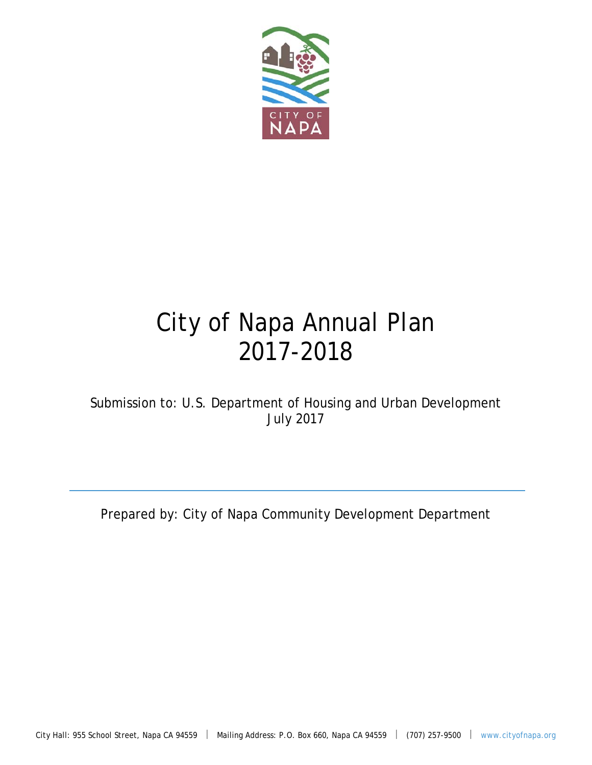# City of Napa Annual Plan 2017-2018

Submission to: U.S. Department of Housing and Urban Development
July 2017

---

Prepared by: City of Napa Community Development Department

City Hall: 955 School Street, Napa CA 94559 | Mailing Address: P.O. Box 660, Napa CA 94559 | (707) 257-9500 | www.cityofnapa.org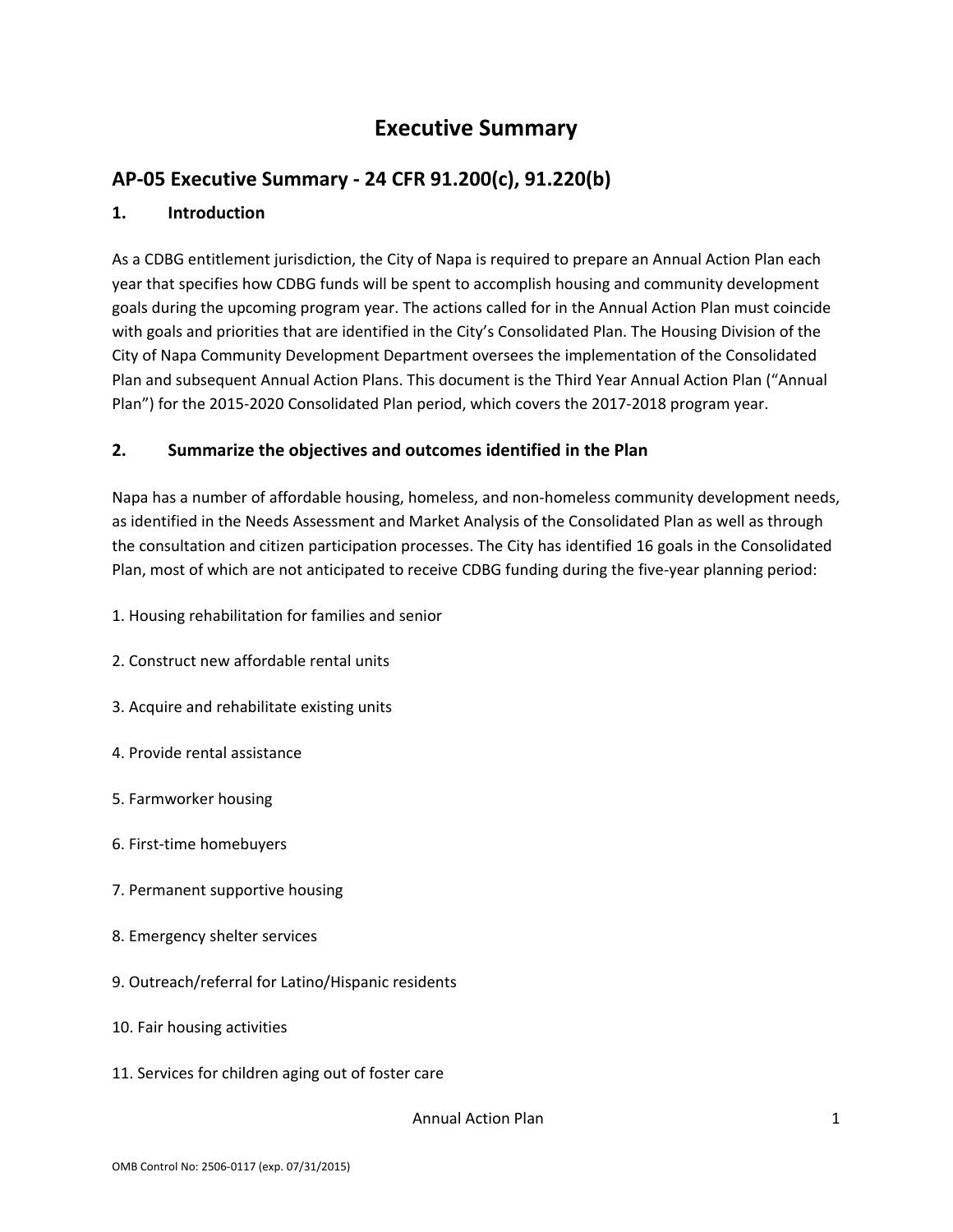# Executive Summary

## AP-05 Executive Summary - 24 CFR 91.200(c), 91.220(b)

### 1. Introduction

As a CDBG entitlement jurisdiction, the City of Napa is required to prepare an Annual Action Plan each year that specifies how CDBG funds will be spent to accomplish housing and community development goals during the upcoming program year. The actions called for in the Annual Action Plan must coincide with goals and priorities that are identified in the City's Consolidated Plan. The Housing Division of the City of Napa Community Development Department oversees the implementation of the Consolidated Plan and subsequent Annual Action Plans. This document is the Third Year Annual Action Plan ("Annual Plan") for the 2015-2020 Consolidated Plan period, which covers the 2017-2018 program year.

### 2. Summarize the objectives and outcomes identified in the Plan

Napa has a number of affordable housing, homeless, and non-homeless community development needs, as identified in the Needs Assessment and Market Analysis of the Consolidated Plan as well as through the consultation and citizen participation processes. The City has identified 16 goals in the Consolidated Plan, most of which are not anticipated to receive CDBG funding during the five-year planning period:

1. Housing rehabilitation for families and senior

2. Construct new affordable rental units

3. Acquire and rehabilitate existing units

4. Provide rental assistance

5. Farmworker housing

6. First-time homebuyers

7. Permanent supportive housing

8. Emergency shelter services

9. Outreach/referral for Latino/Hispanic residents

10. Fair housing activities

11. Services for children aging out of foster care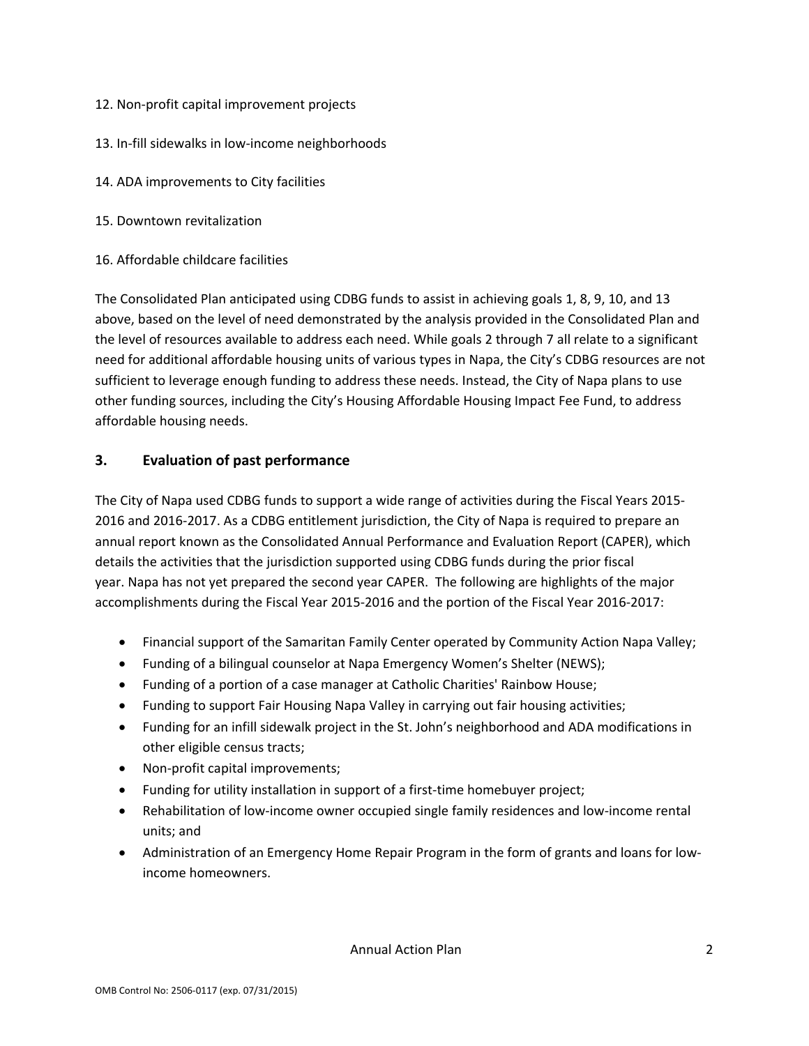12. Non-profit capital improvement projects

13. In-fill sidewalks in low-income neighborhoods

14. ADA improvements to City facilities

15. Downtown revitalization

16. Affordable childcare facilities

The Consolidated Plan anticipated using CDBG funds to assist in achieving goals 1, 8, 9, 10, and 13 above, based on the level of need demonstrated by the analysis provided in the Consolidated Plan and the level of resources available to address each need. While goals 2 through 7 all relate to a significant need for additional affordable housing units of various types in Napa, the City's CDBG resources are not sufficient to leverage enough funding to address these needs. Instead, the City of Napa plans to use other funding sources, including the City's Housing Affordable Housing Impact Fee Fund, to address affordable housing needs.

## 3. Evaluation of past performance

The City of Napa used CDBG funds to support a wide range of activities during the Fiscal Years 2015-2016 and 2016-2017. As a CDBG entitlement jurisdiction, the City of Napa is required to prepare an annual report known as the Consolidated Annual Performance and Evaluation Report (CAPER), which details the activities that the jurisdiction supported using CDBG funds during the prior fiscal year. Napa has not yet prepared the second year CAPER. The following are highlights of the major accomplishments during the Fiscal Year 2015-2016 and the portion of the Fiscal Year 2016-2017:

- Financial support of the Samaritan Family Center operated by Community Action Napa Valley;
- Funding of a bilingual counselor at Napa Emergency Women's Shelter (NEWS);
- Funding of a portion of a case manager at Catholic Charities' Rainbow House;
- Funding to support Fair Housing Napa Valley in carrying out fair housing activities;
- Funding for an infill sidewalk project in the St. John's neighborhood and ADA modifications in other eligible census tracts;
- Non-profit capital improvements;
- Funding for utility installation in support of a first-time homebuyer project;
- Rehabilitation of low-income owner occupied single family residences and low-income rental units; and
- Administration of an Emergency Home Repair Program in the form of grants and loans for low-income homeowners.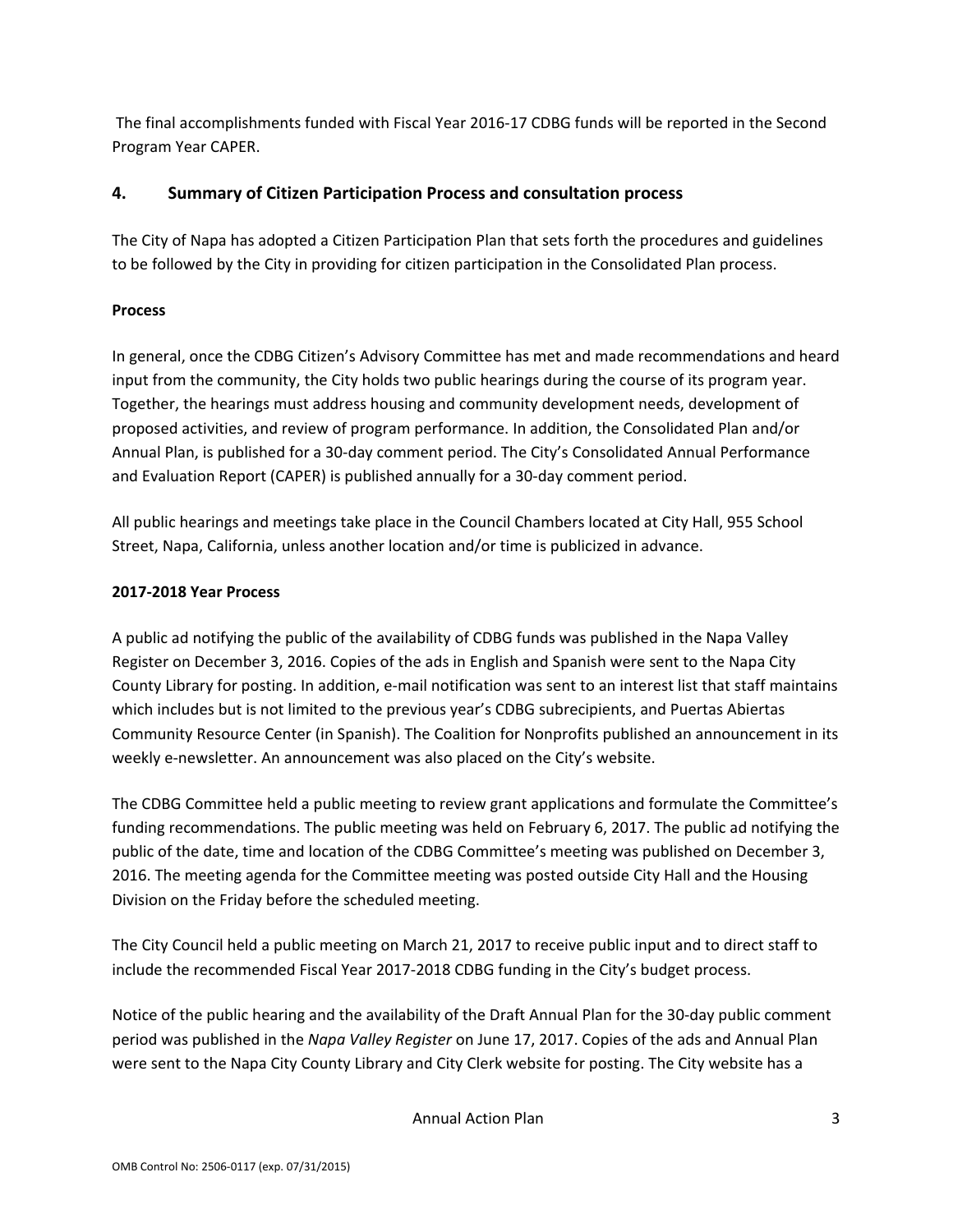The final accomplishments funded with Fiscal Year 2016-17 CDBG funds will be reported in the Second Program Year CAPER.

## 4. Summary of Citizen Participation Process and consultation process

The City of Napa has adopted a Citizen Participation Plan that sets forth the procedures and guidelines to be followed by the City in providing for citizen participation in the Consolidated Plan process.

**Process**

In general, once the CDBG Citizen's Advisory Committee has met and made recommendations and heard input from the community, the City holds two public hearings during the course of its program year. Together, the hearings must address housing and community development needs, development of proposed activities, and review of program performance. In addition, the Consolidated Plan and/or Annual Plan, is published for a 30-day comment period. The City's Consolidated Annual Performance and Evaluation Report (CAPER) is published annually for a 30-day comment period.

All public hearings and meetings take place in the Council Chambers located at City Hall, 955 School Street, Napa, California, unless another location and/or time is publicized in advance.

**2017-2018 Year Process**

A public ad notifying the public of the availability of CDBG funds was published in the Napa Valley Register on December 3, 2016. Copies of the ads in English and Spanish were sent to the Napa City County Library for posting. In addition, e-mail notification was sent to an interest list that staff maintains which includes but is not limited to the previous year's CDBG subrecipients, and Puertas Abiertas Community Resource Center (in Spanish). The Coalition for Nonprofits published an announcement in its weekly e-newsletter. An announcement was also placed on the City's website.

The CDBG Committee held a public meeting to review grant applications and formulate the Committee's funding recommendations. The public meeting was held on February 6, 2017. The public ad notifying the public of the date, time and location of the CDBG Committee's meeting was published on December 3, 2016. The meeting agenda for the Committee meeting was posted outside City Hall and the Housing Division on the Friday before the scheduled meeting.

The City Council held a public meeting on March 21, 2017 to receive public input and to direct staff to include the recommended Fiscal Year 2017-2018 CDBG funding in the City's budget process.

Notice of the public hearing and the availability of the Draft Annual Plan for the 30-day public comment period was published in the *Napa Valley Register* on June 17, 2017. Copies of the ads and Annual Plan were sent to the Napa City County Library and City Clerk website for posting. The City website has a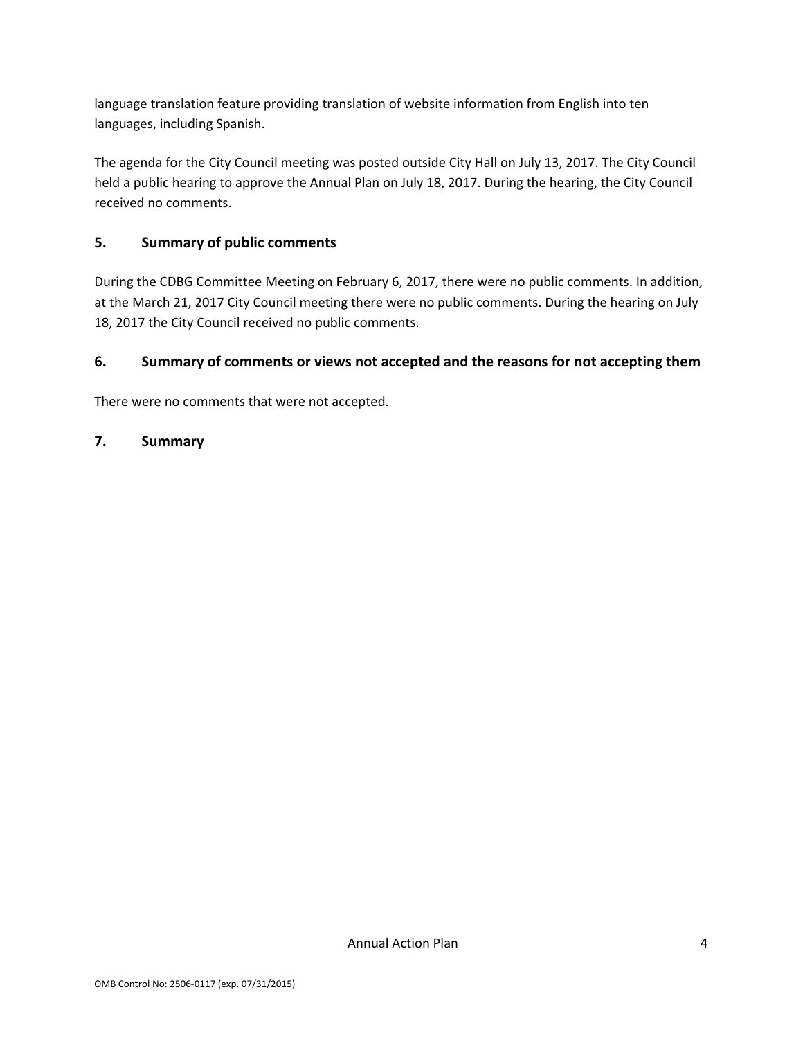language translation feature providing translation of website information from English into ten languages, including Spanish.

The agenda for the City Council meeting was posted outside City Hall on July 13, 2017. The City Council held a public hearing to approve the Annual Plan on July 18, 2017. During the hearing, the City Council received no comments.

## 5. Summary of public comments

During the CDBG Committee Meeting on February 6, 2017, there were no public comments. In addition, at the March 21, 2017 City Council meeting there were no public comments. During the hearing on July 18, 2017 the City Council received no public comments.

## 6. Summary of comments or views not accepted and the reasons for not accepting them

There were no comments that were not accepted.

## 7. Summary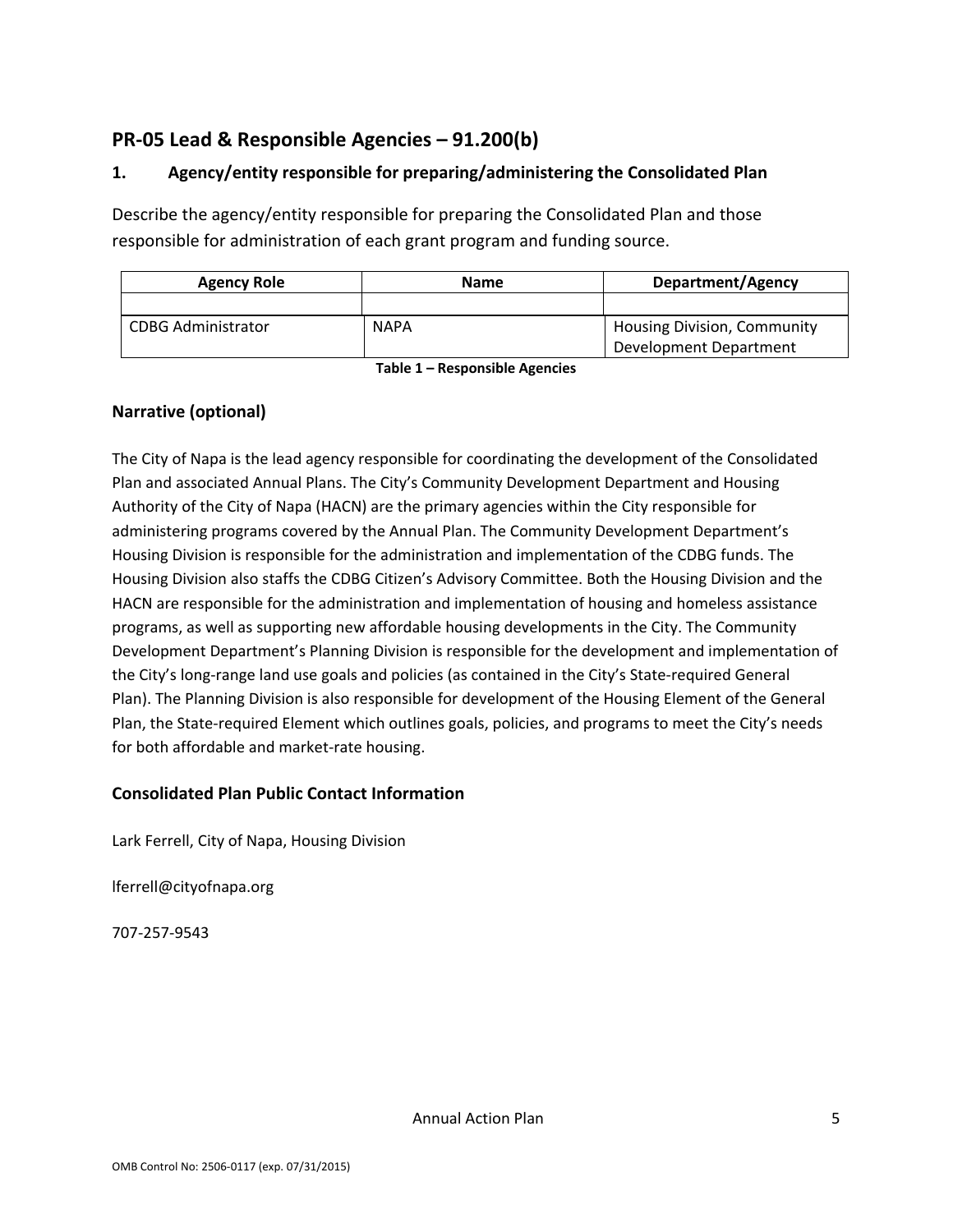## PR-05 Lead & Responsible Agencies – 91.200(b)

### 1. Agency/entity responsible for preparing/administering the Consolidated Plan

Describe the agency/entity responsible for preparing the Consolidated Plan and those responsible for administration of each grant program and funding source.

| Agency Role | Name | Department/Agency |
|---|---|---|
| | | |
| CDBG Administrator | NAPA | Housing Division, Community Development Department |

**Table 1 – Responsible Agencies**

### Narrative (optional)

The City of Napa is the lead agency responsible for coordinating the development of the Consolidated Plan and associated Annual Plans. The City's Community Development Department and Housing Authority of the City of Napa (HACN) are the primary agencies within the City responsible for administering programs covered by the Annual Plan. The Community Development Department's Housing Division is responsible for the administration and implementation of the CDBG funds. The Housing Division also staffs the CDBG Citizen's Advisory Committee. Both the Housing Division and the HACN are responsible for the administration and implementation of housing and homeless assistance programs, as well as supporting new affordable housing developments in the City. The Community Development Department's Planning Division is responsible for the development and implementation of the City's long-range land use goals and policies (as contained in the City's State-required General Plan). The Planning Division is also responsible for development of the Housing Element of the General Plan, the State-required Element which outlines goals, policies, and programs to meet the City's needs for both affordable and market-rate housing.

### Consolidated Plan Public Contact Information

Lark Ferrell, City of Napa, Housing Division

lferrell@cityofnapa.org

707-257-9543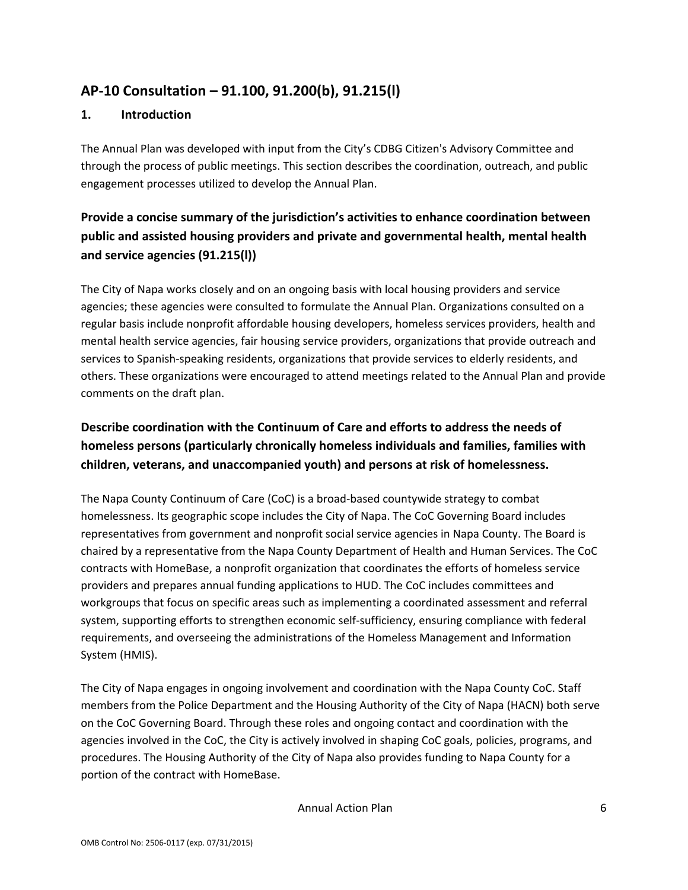## AP-10 Consultation – 91.100, 91.200(b), 91.215(l)

### 1. Introduction

The Annual Plan was developed with input from the City's CDBG Citizen's Advisory Committee and through the process of public meetings. This section describes the coordination, outreach, and public engagement processes utilized to develop the Annual Plan.

### Provide a concise summary of the jurisdiction's activities to enhance coordination between public and assisted housing providers and private and governmental health, mental health and service agencies (91.215(l))

The City of Napa works closely and on an ongoing basis with local housing providers and service agencies; these agencies were consulted to formulate the Annual Plan. Organizations consulted on a regular basis include nonprofit affordable housing developers, homeless services providers, health and mental health service agencies, fair housing service providers, organizations that provide outreach and services to Spanish-speaking residents, organizations that provide services to elderly residents, and others. These organizations were encouraged to attend meetings related to the Annual Plan and provide comments on the draft plan.

### Describe coordination with the Continuum of Care and efforts to address the needs of homeless persons (particularly chronically homeless individuals and families, families with children, veterans, and unaccompanied youth) and persons at risk of homelessness.

The Napa County Continuum of Care (CoC) is a broad-based countywide strategy to combat homelessness. Its geographic scope includes the City of Napa. The CoC Governing Board includes representatives from government and nonprofit social service agencies in Napa County. The Board is chaired by a representative from the Napa County Department of Health and Human Services. The CoC contracts with HomeBase, a nonprofit organization that coordinates the efforts of homeless service providers and prepares annual funding applications to HUD. The CoC includes committees and workgroups that focus on specific areas such as implementing a coordinated assessment and referral system, supporting efforts to strengthen economic self-sufficiency, ensuring compliance with federal requirements, and overseeing the administrations of the Homeless Management and Information System (HMIS).

The City of Napa engages in ongoing involvement and coordination with the Napa County CoC. Staff members from the Police Department and the Housing Authority of the City of Napa (HACN) both serve on the CoC Governing Board. Through these roles and ongoing contact and coordination with the agencies involved in the CoC, the City is actively involved in shaping CoC goals, policies, programs, and procedures. The Housing Authority of the City of Napa also provides funding to Napa County for a portion of the contract with HomeBase.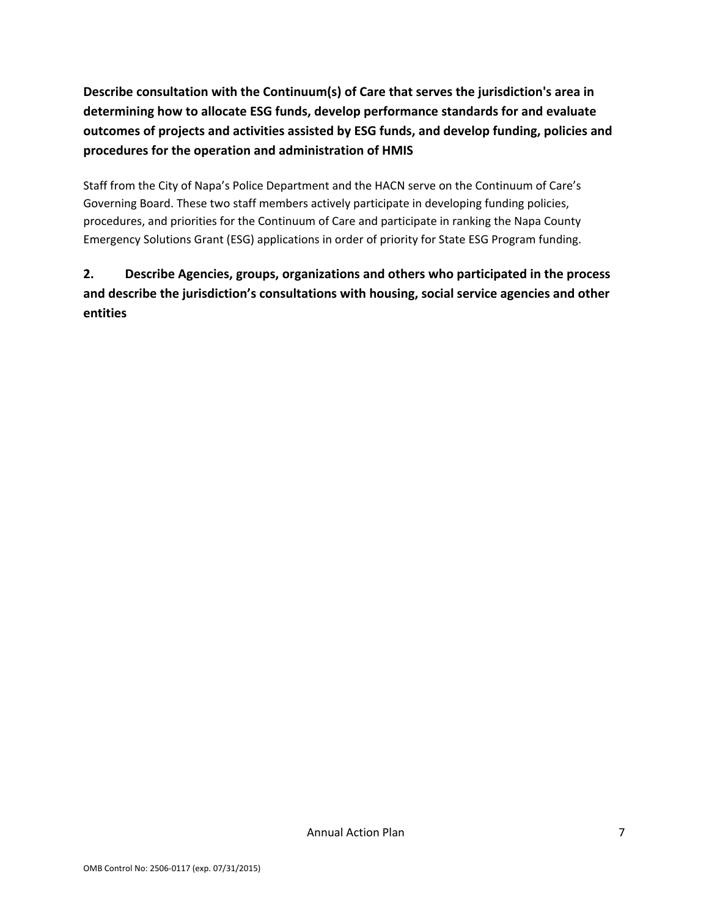**Describe consultation with the Continuum(s) of Care that serves the jurisdiction's area in determining how to allocate ESG funds, develop performance standards for and evaluate outcomes of projects and activities assisted by ESG funds, and develop funding, policies and procedures for the operation and administration of HMIS**

Staff from the City of Napa's Police Department and the HACN serve on the Continuum of Care's Governing Board. These two staff members actively participate in developing funding policies, procedures, and priorities for the Continuum of Care and participate in ranking the Napa County Emergency Solutions Grant (ESG) applications in order of priority for State ESG Program funding.

**2. Describe Agencies, groups, organizations and others who participated in the process and describe the jurisdiction's consultations with housing, social service agencies and other entities**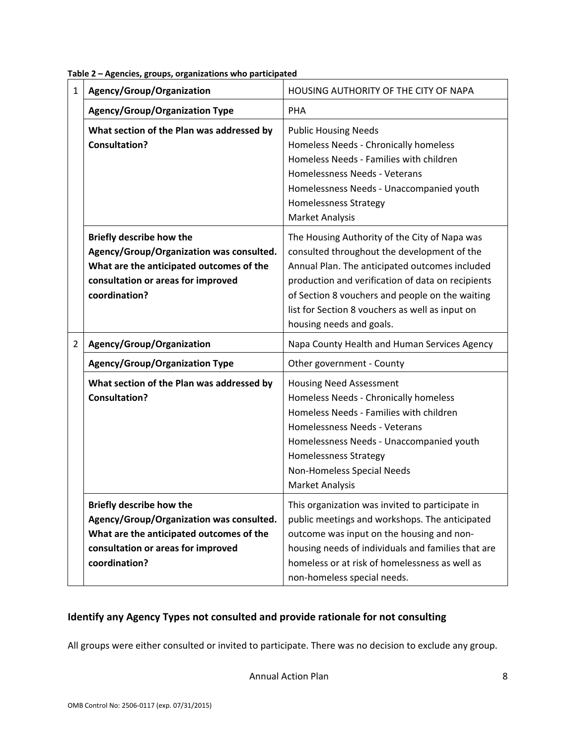**Table 2 – Agencies, groups, organizations who participated**

| | | |
|---|---|---|
| 1 | **Agency/Group/Organization** | HOUSING AUTHORITY OF THE CITY OF NAPA |
| | **Agency/Group/Organization Type** | PHA |
| | **What section of the Plan was addressed by Consultation?** | Public Housing Needs<br>Homeless Needs - Chronically homeless<br>Homeless Needs - Families with children<br>Homelessness Needs - Veterans<br>Homelessness Needs - Unaccompanied youth<br>Homelessness Strategy<br>Market Analysis |
| | **Briefly describe how the Agency/Group/Organization was consulted. What are the anticipated outcomes of the consultation or areas for improved coordination?** | The Housing Authority of the City of Napa was consulted throughout the development of the Annual Plan. The anticipated outcomes included production and verification of data on recipients of Section 8 vouchers and people on the waiting list for Section 8 vouchers as well as input on housing needs and goals. |
| 2 | **Agency/Group/Organization** | Napa County Health and Human Services Agency |
| | **Agency/Group/Organization Type** | Other government - County |
| | **What section of the Plan was addressed by Consultation?** | Housing Need Assessment<br>Homeless Needs - Chronically homeless<br>Homeless Needs - Families with children<br>Homelessness Needs - Veterans<br>Homelessness Needs - Unaccompanied youth<br>Homelessness Strategy<br>Non-Homeless Special Needs<br>Market Analysis |
| | **Briefly describe how the Agency/Group/Organization was consulted. What are the anticipated outcomes of the consultation or areas for improved coordination?** | This organization was invited to participate in public meetings and workshops. The anticipated outcome was input on the housing and non-housing needs of individuals and families that are homeless or at risk of homelessness as well as non-homeless special needs. |

## Identify any Agency Types not consulted and provide rationale for not consulting

All groups were either consulted or invited to participate. There was no decision to exclude any group.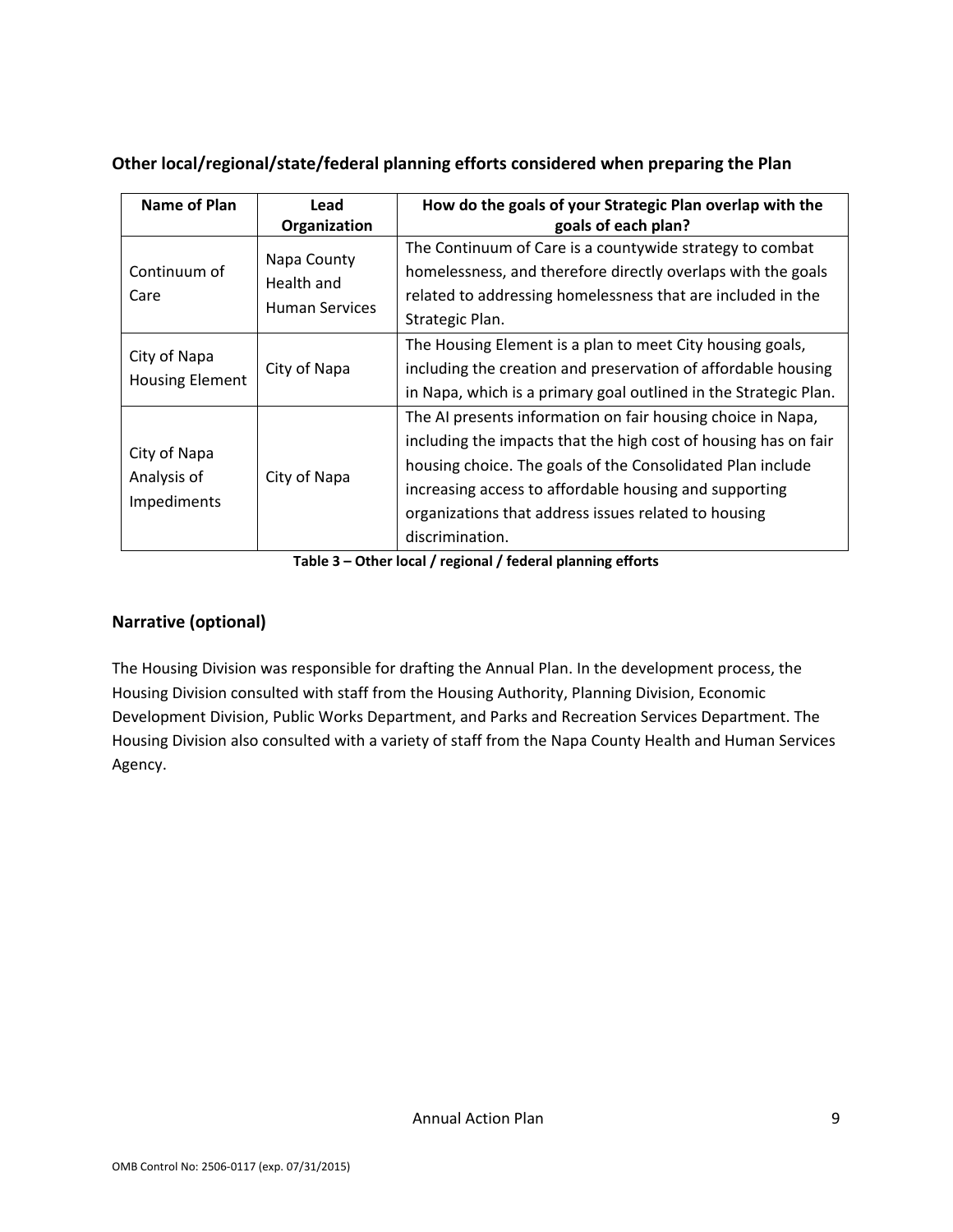### Other local/regional/state/federal planning efforts considered when preparing the Plan

| Name of Plan | Lead Organization | How do the goals of your Strategic Plan overlap with the goals of each plan? |
|---|---|---|
| Continuum of Care | Napa County Health and Human Services | The Continuum of Care is a countywide strategy to combat homelessness, and therefore directly overlaps with the goals related to addressing homelessness that are included in the Strategic Plan. |
| City of Napa Housing Element | City of Napa | The Housing Element is a plan to meet City housing goals, including the creation and preservation of affordable housing in Napa, which is a primary goal outlined in the Strategic Plan. |
| City of Napa Analysis of Impediments | City of Napa | The AI presents information on fair housing choice in Napa, including the impacts that the high cost of housing has on fair housing choice. The goals of the Consolidated Plan include increasing access to affordable housing and supporting organizations that address issues related to housing discrimination. |

**Table 3 – Other local / regional / federal planning efforts**

### Narrative (optional)

The Housing Division was responsible for drafting the Annual Plan. In the development process, the Housing Division consulted with staff from the Housing Authority, Planning Division, Economic Development Division, Public Works Department, and Parks and Recreation Services Department. The Housing Division also consulted with a variety of staff from the Napa County Health and Human Services Agency.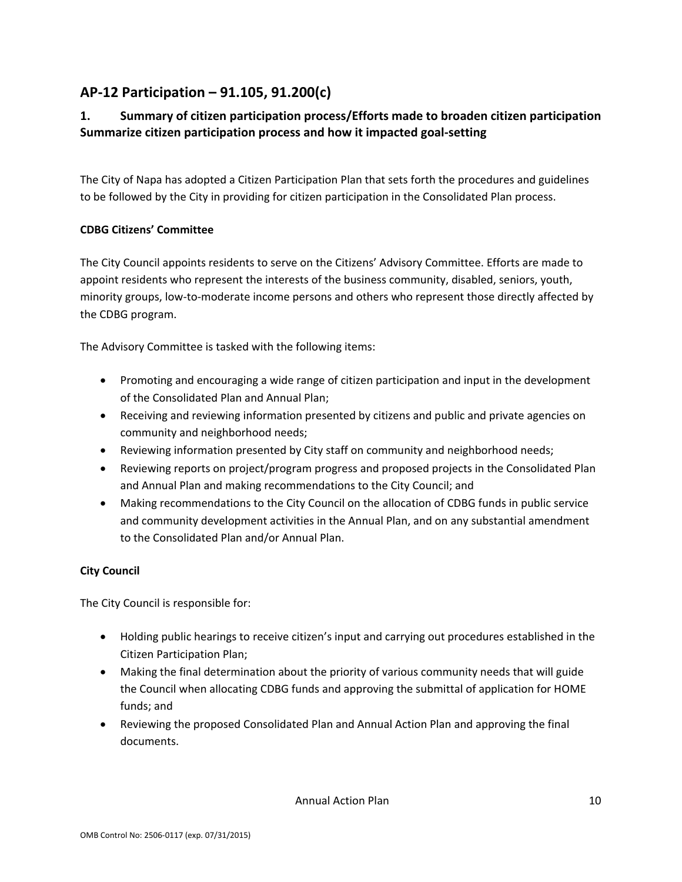## AP-12 Participation – 91.105, 91.200(c)

### 1. Summary of citizen participation process/Efforts made to broaden citizen participation Summarize citizen participation process and how it impacted goal-setting

The City of Napa has adopted a Citizen Participation Plan that sets forth the procedures and guidelines to be followed by the City in providing for citizen participation in the Consolidated Plan process.

**CDBG Citizens' Committee**

The City Council appoints residents to serve on the Citizens' Advisory Committee. Efforts are made to appoint residents who represent the interests of the business community, disabled, seniors, youth, minority groups, low-to-moderate income persons and others who represent those directly affected by the CDBG program.

The Advisory Committee is tasked with the following items:

- Promoting and encouraging a wide range of citizen participation and input in the development of the Consolidated Plan and Annual Plan;
- Receiving and reviewing information presented by citizens and public and private agencies on community and neighborhood needs;
- Reviewing information presented by City staff on community and neighborhood needs;
- Reviewing reports on project/program progress and proposed projects in the Consolidated Plan and Annual Plan and making recommendations to the City Council; and
- Making recommendations to the City Council on the allocation of CDBG funds in public service and community development activities in the Annual Plan, and on any substantial amendment to the Consolidated Plan and/or Annual Plan.

**City Council**

The City Council is responsible for:

- Holding public hearings to receive citizen's input and carrying out procedures established in the Citizen Participation Plan;
- Making the final determination about the priority of various community needs that will guide the Council when allocating CDBG funds and approving the submittal of application for HOME funds; and
- Reviewing the proposed Consolidated Plan and Annual Action Plan and approving the final documents.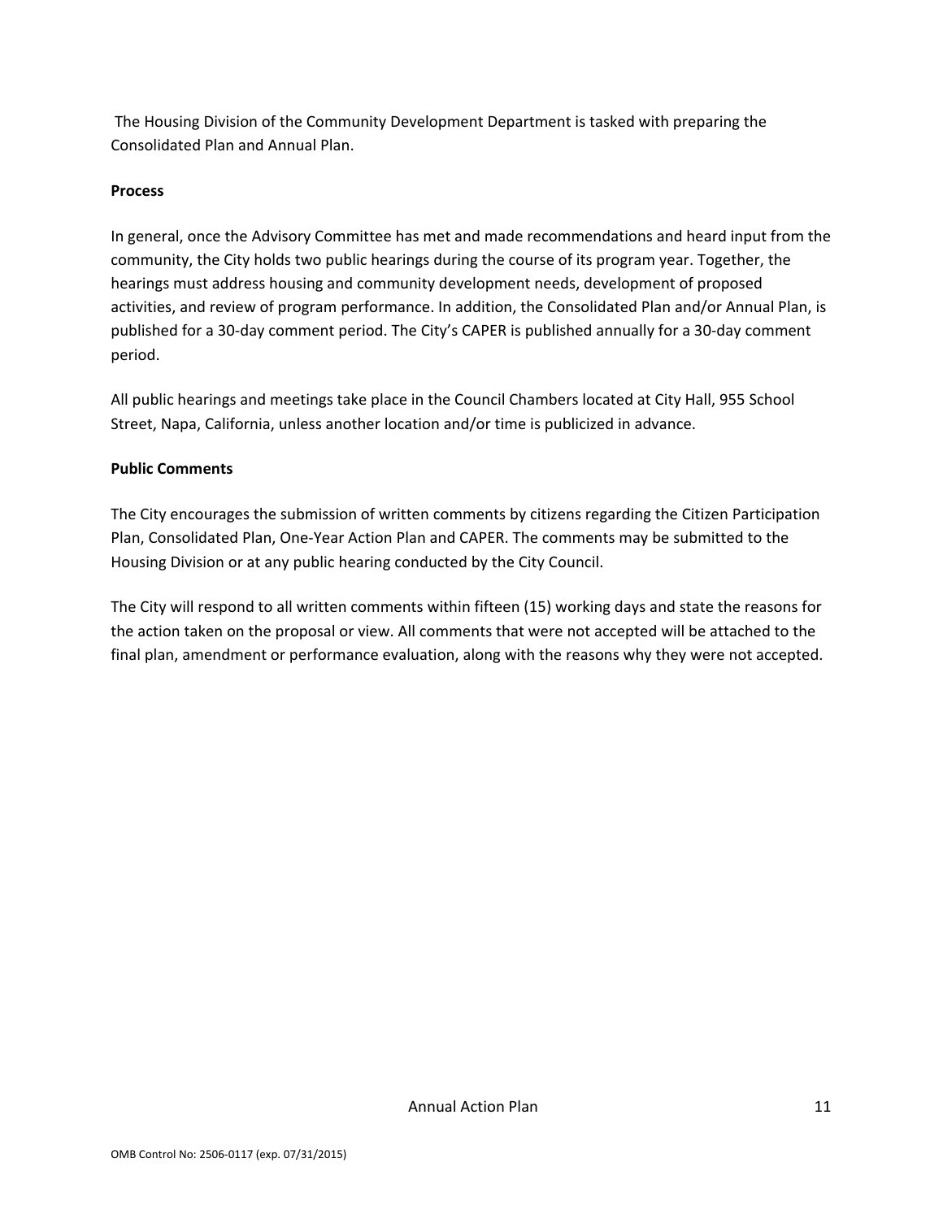The Housing Division of the Community Development Department is tasked with preparing the Consolidated Plan and Annual Plan.

**Process**

In general, once the Advisory Committee has met and made recommendations and heard input from the community, the City holds two public hearings during the course of its program year. Together, the hearings must address housing and community development needs, development of proposed activities, and review of program performance. In addition, the Consolidated Plan and/or Annual Plan, is published for a 30-day comment period. The City's CAPER is published annually for a 30-day comment period.

All public hearings and meetings take place in the Council Chambers located at City Hall, 955 School Street, Napa, California, unless another location and/or time is publicized in advance.

**Public Comments**

The City encourages the submission of written comments by citizens regarding the Citizen Participation Plan, Consolidated Plan, One-Year Action Plan and CAPER. The comments may be submitted to the Housing Division or at any public hearing conducted by the City Council.

The City will respond to all written comments within fifteen (15) working days and state the reasons for the action taken on the proposal or view. All comments that were not accepted will be attached to the final plan, amendment or performance evaluation, along with the reasons why they were not accepted.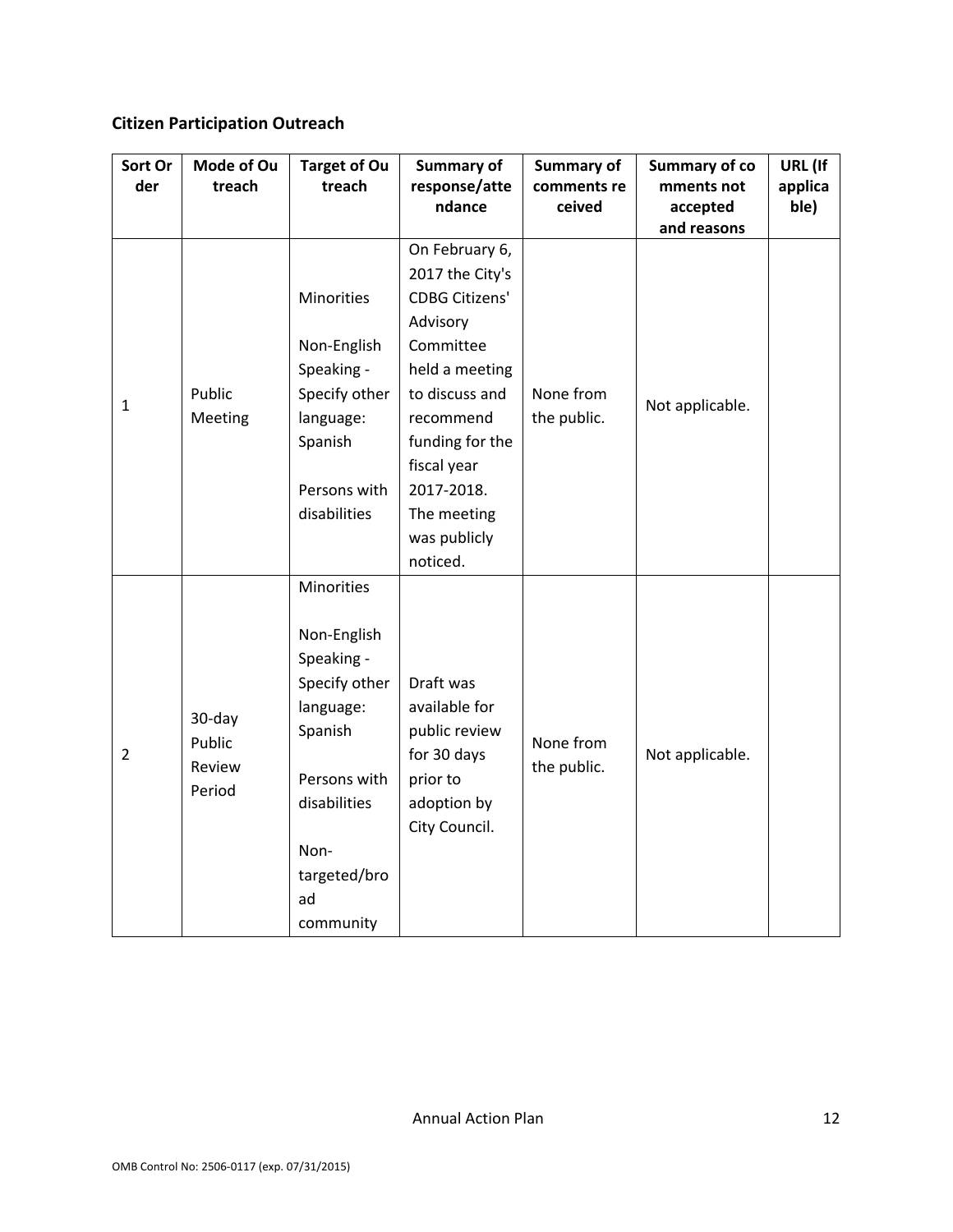## Citizen Participation Outreach

| Sort Order | Mode of Outreach | Target of Outreach | Summary of response/attendance | Summary of comments received | Summary of comments not accepted and reasons | URL (If applicable) |
|---|---|---|---|---|---|---|
| 1 | Public Meeting | Minorities<br><br>Non-English Speaking - Specify other language: Spanish<br><br>Persons with disabilities | On February 6, 2017 the City's CDBG Citizens' Advisory Committee held a meeting to discuss and recommend funding for the fiscal year 2017-2018. The meeting was publicly noticed. | None from the public. | Not applicable. | |
| 2 | 30-day Public Review Period | Minorities<br><br>Non-English Speaking - Specify other language: Spanish<br><br>Persons with disabilities<br><br>Non-targeted/broad community | Draft was available for public review for 30 days prior to adoption by City Council. | None from the public. | Not applicable. | |

OMB Control No: 2506-0117 (exp. 07/31/2015)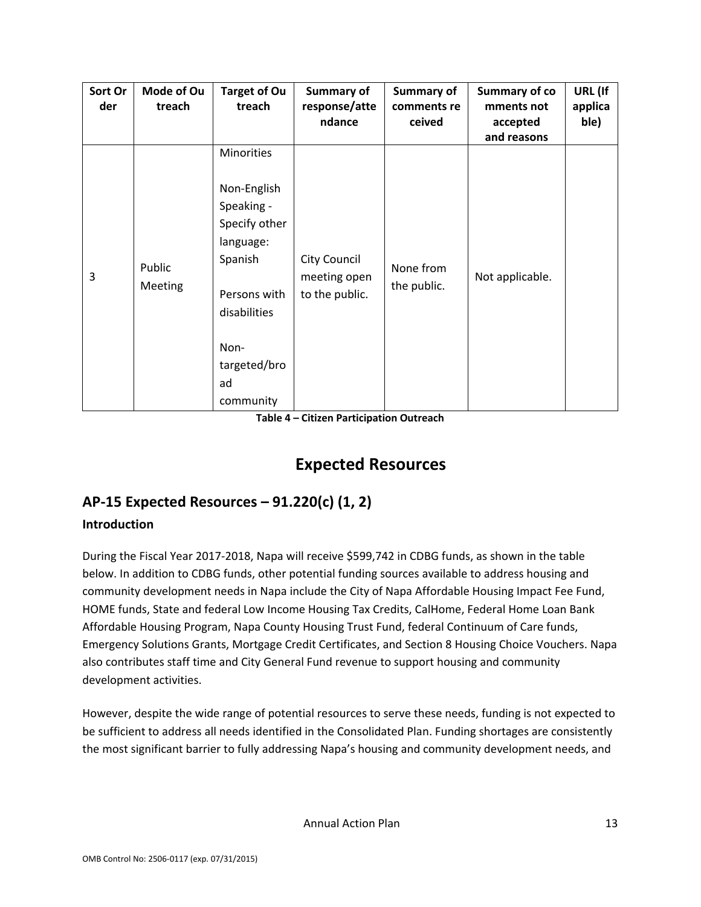| Sort Order | Mode of Outreach | Target of Outreach | Summary of response/attendance | Summary of comments received | Summary of comments not accepted and reasons | URL (If applicable) |
|---|---|---|---|---|---|---|
| 3 | Public Meeting | Minorities<br><br>Non-English Speaking - Specify other language: Spanish<br><br>Persons with disabilities<br><br>Non-targeted/broad community | City Council meeting open to the public. | None from the public. | Not applicable. | |

**Table 4 – Citizen Participation Outreach**

# Expected Resources

## AP-15 Expected Resources – 91.220(c) (1, 2)

### Introduction

During the Fiscal Year 2017-2018, Napa will receive $599,742 in CDBG funds, as shown in the table below. In addition to CDBG funds, other potential funding sources available to address housing and community development needs in Napa include the City of Napa Affordable Housing Impact Fee Fund, HOME funds, State and federal Low Income Housing Tax Credits, CalHome, Federal Home Loan Bank Affordable Housing Program, Napa County Housing Trust Fund, federal Continuum of Care funds, Emergency Solutions Grants, Mortgage Credit Certificates, and Section 8 Housing Choice Vouchers. Napa also contributes staff time and City General Fund revenue to support housing and community development activities.

However, despite the wide range of potential resources to serve these needs, funding is not expected to be sufficient to address all needs identified in the Consolidated Plan. Funding shortages are consistently the most significant barrier to fully addressing Napa's housing and community development needs, and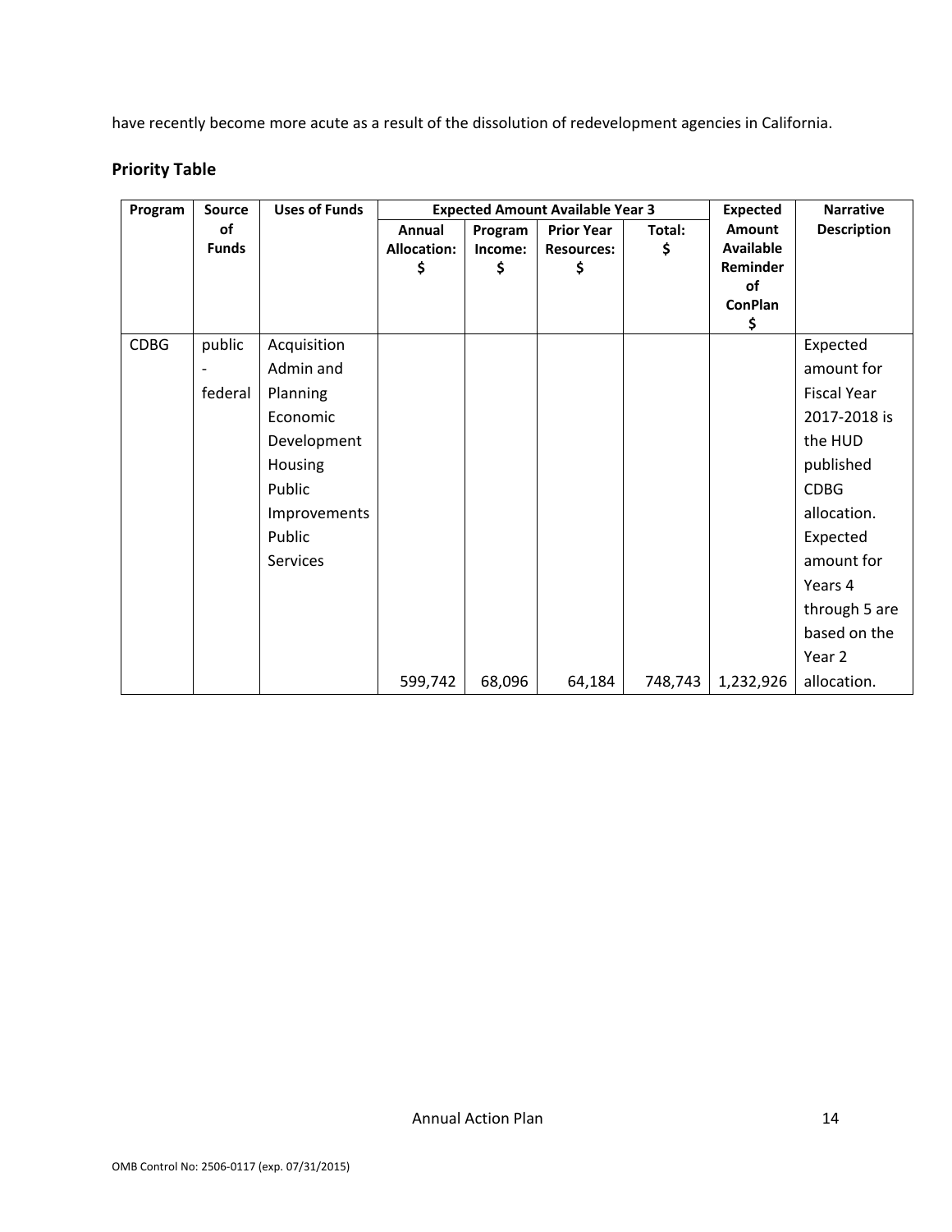have recently become more acute as a result of the dissolution of redevelopment agencies in California.

## Priority Table

| Program | Source of Funds | Uses of Funds | Expected Amount Available Year 3 | | | | Expected Amount Available Reminder of ConPlan $ | Narrative Description |
|---|---|---|---|---|---|---|---|---|
| | | | Annual Allocation: $ | Program Income: $ | Prior Year Resources: $ | Total: $ | | |
| CDBG | public - federal | Acquisition Admin and Planning Economic Development Housing Public Improvements Public Services | 599,742 | 68,096 | 64,184 | 748,743 | 1,232,926 | Expected amount for Fiscal Year 2017-2018 is the HUD published CDBG allocation. Expected amount for Years 4 through 5 are based on the Year 2 allocation. |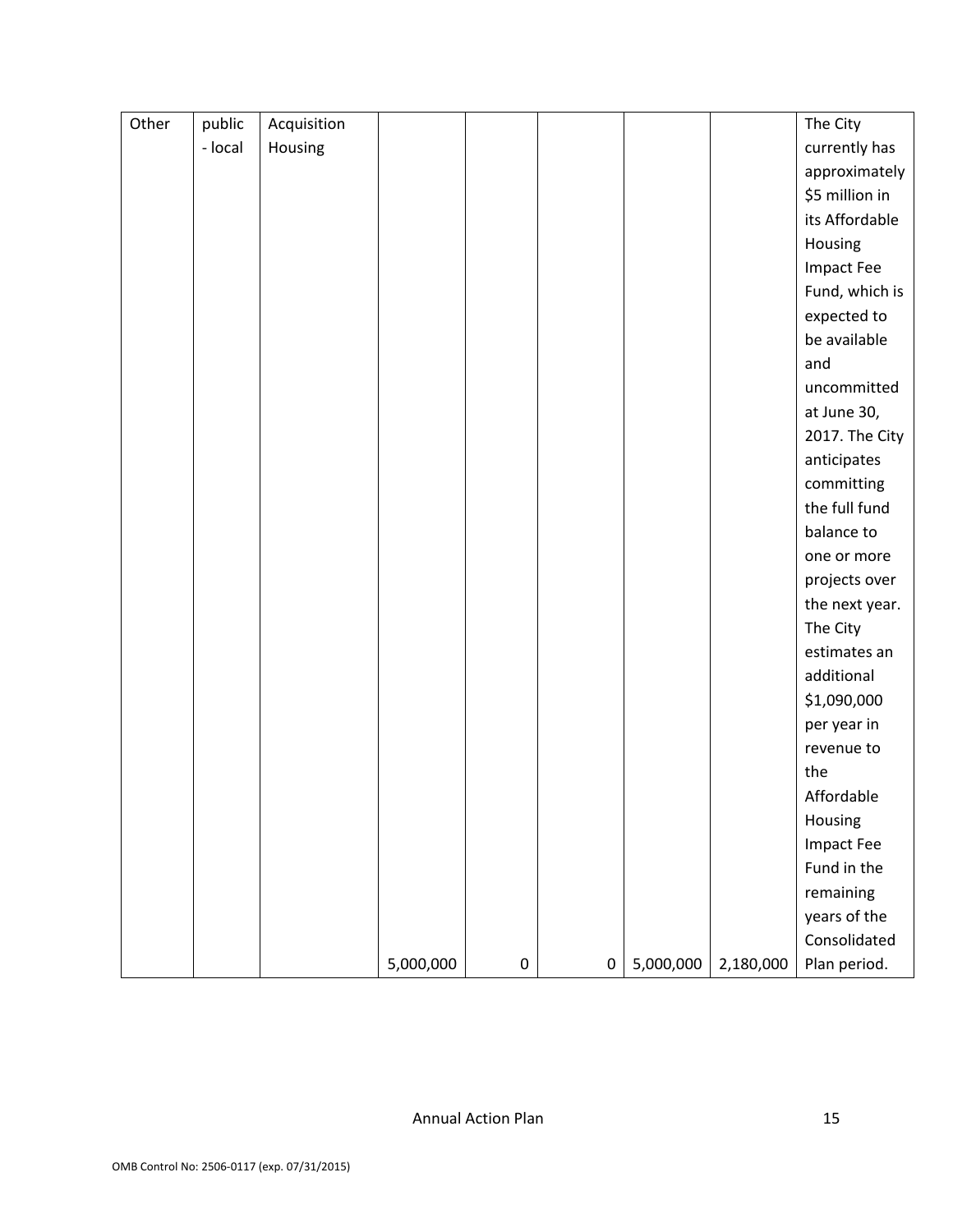| Other | public - local | Acquisition Housing | 5,000,000 | 0 | 0 | 5,000,000 | 2,180,000 | The City currently has approximately $5 million in its Affordable Housing Impact Fee Fund, which is expected to be available and uncommitted at June 30, 2017. The City anticipates committing the full fund balance to one or more projects over the next year. The City estimates an additional $1,090,000 per year in revenue to the Affordable Housing Impact Fee Fund in the remaining years of the Consolidated Plan period. |
|---|---|---|---|---|---|---|---|---|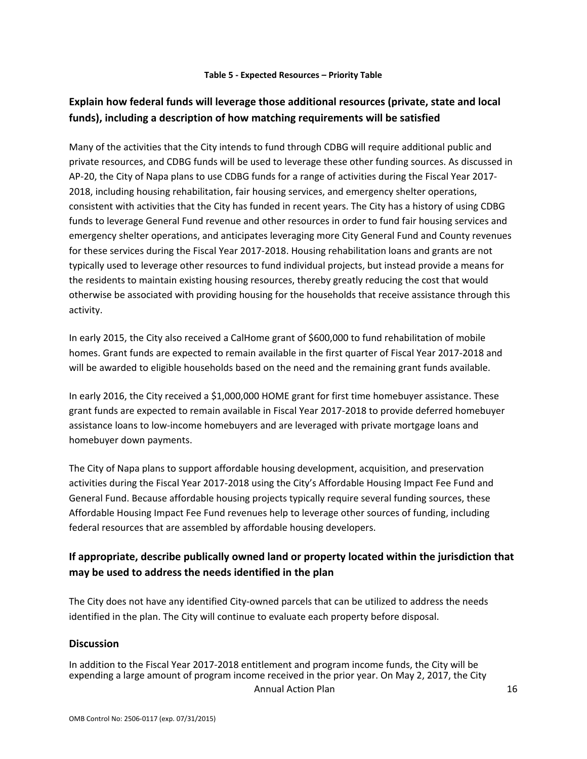**Table 5 - Expected Resources – Priority Table**

## Explain how federal funds will leverage those additional resources (private, state and local funds), including a description of how matching requirements will be satisfied

Many of the activities that the City intends to fund through CDBG will require additional public and private resources, and CDBG funds will be used to leverage these other funding sources. As discussed in AP-20, the City of Napa plans to use CDBG funds for a range of activities during the Fiscal Year 2017-2018, including housing rehabilitation, fair housing services, and emergency shelter operations, consistent with activities that the City has funded in recent years. The City has a history of using CDBG funds to leverage General Fund revenue and other resources in order to fund fair housing services and emergency shelter operations, and anticipates leveraging more City General Fund and County revenues for these services during the Fiscal Year 2017-2018. Housing rehabilitation loans and grants are not typically used to leverage other resources to fund individual projects, but instead provide a means for the residents to maintain existing housing resources, thereby greatly reducing the cost that would otherwise be associated with providing housing for the households that receive assistance through this activity.

In early 2015, the City also received a CalHome grant of $600,000 to fund rehabilitation of mobile homes. Grant funds are expected to remain available in the first quarter of Fiscal Year 2017-2018 and will be awarded to eligible households based on the need and the remaining grant funds available.

In early 2016, the City received a $1,000,000 HOME grant for first time homebuyer assistance. These grant funds are expected to remain available in Fiscal Year 2017-2018 to provide deferred homebuyer assistance loans to low-income homebuyers and are leveraged with private mortgage loans and homebuyer down payments.

The City of Napa plans to support affordable housing development, acquisition, and preservation activities during the Fiscal Year 2017-2018 using the City's Affordable Housing Impact Fee Fund and General Fund. Because affordable housing projects typically require several funding sources, these Affordable Housing Impact Fee Fund revenues help to leverage other sources of funding, including federal resources that are assembled by affordable housing developers.

## If appropriate, describe publically owned land or property located within the jurisdiction that may be used to address the needs identified in the plan

The City does not have any identified City-owned parcels that can be utilized to address the needs identified in the plan. The City will continue to evaluate each property before disposal.

## Discussion

In addition to the Fiscal Year 2017-2018 entitlement and program income funds, the City will be expending a large amount of program income received in the prior year. On May 2, 2017, the City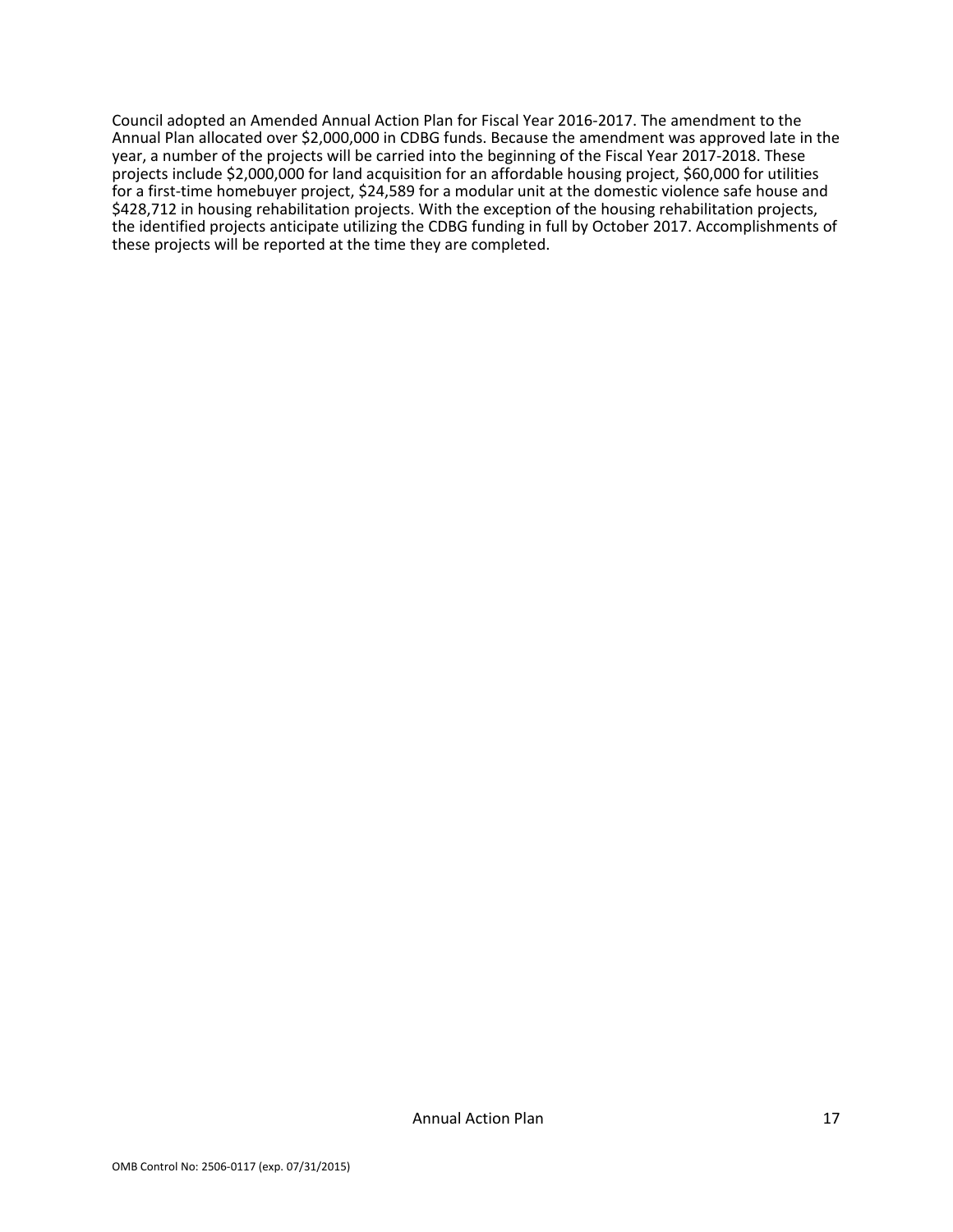Council adopted an Amended Annual Action Plan for Fiscal Year 2016-2017. The amendment to the Annual Plan allocated over $2,000,000 in CDBG funds. Because the amendment was approved late in the year, a number of the projects will be carried into the beginning of the Fiscal Year 2017-2018. These projects include $2,000,000 for land acquisition for an affordable housing project, $60,000 for utilities for a first-time homebuyer project, $24,589 for a modular unit at the domestic violence safe house and $428,712 in housing rehabilitation projects. With the exception of the housing rehabilitation projects, the identified projects anticipate utilizing the CDBG funding in full by October 2017. Accomplishments of these projects will be reported at the time they are completed.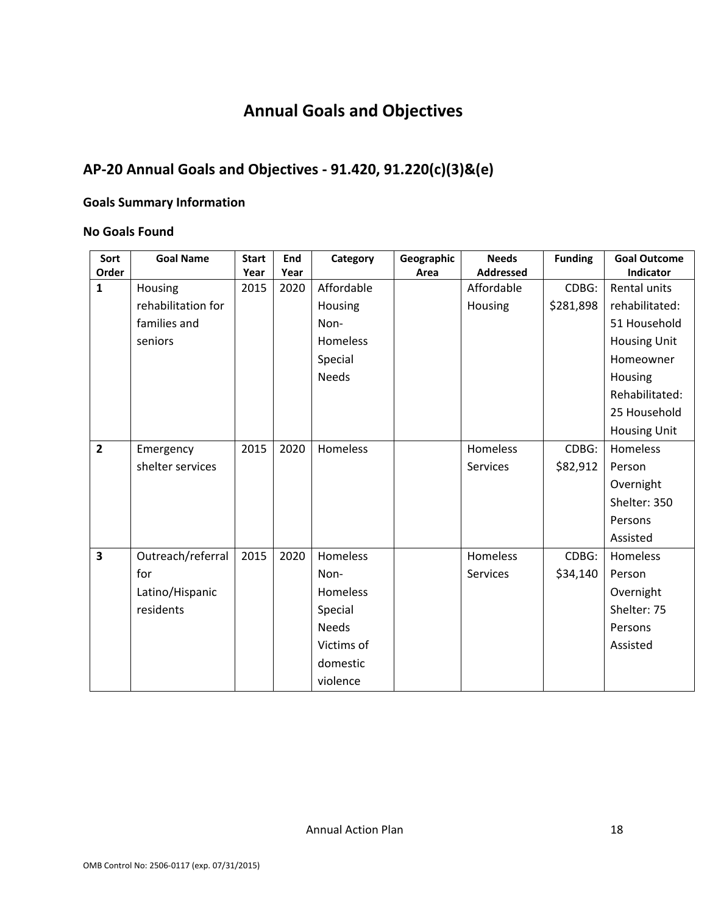# Annual Goals and Objectives

## AP-20 Annual Goals and Objectives - 91.420, 91.220(c)(3)&(e)

### Goals Summary Information

### No Goals Found

| Sort Order | Goal Name | Start Year | End Year | Category | Geographic Area | Needs Addressed | Funding | Goal Outcome Indicator |
|---|---|---|---|---|---|---|---|---|
| 1 | Housing rehabilitation for families and seniors | 2015 | 2020 | Affordable Housing Non-Homeless Special Needs | | Affordable Housing | CDBG: $281,898 | Rental units rehabilitated: 51 Household Housing Unit Homeowner Housing Rehabilitated: 25 Household Housing Unit |
| 2 | Emergency shelter services | 2015 | 2020 | Homeless | | Homeless Services | CDBG: $82,912 | Homeless Person Overnight Shelter: 350 Persons Assisted |
| 3 | Outreach/referral for Latino/Hispanic residents | 2015 | 2020 | Homeless Non-Homeless Special Needs Victims of domestic violence | | Homeless Services | CDBG: $34,140 | Homeless Person Overnight Shelter: 75 Persons Assisted |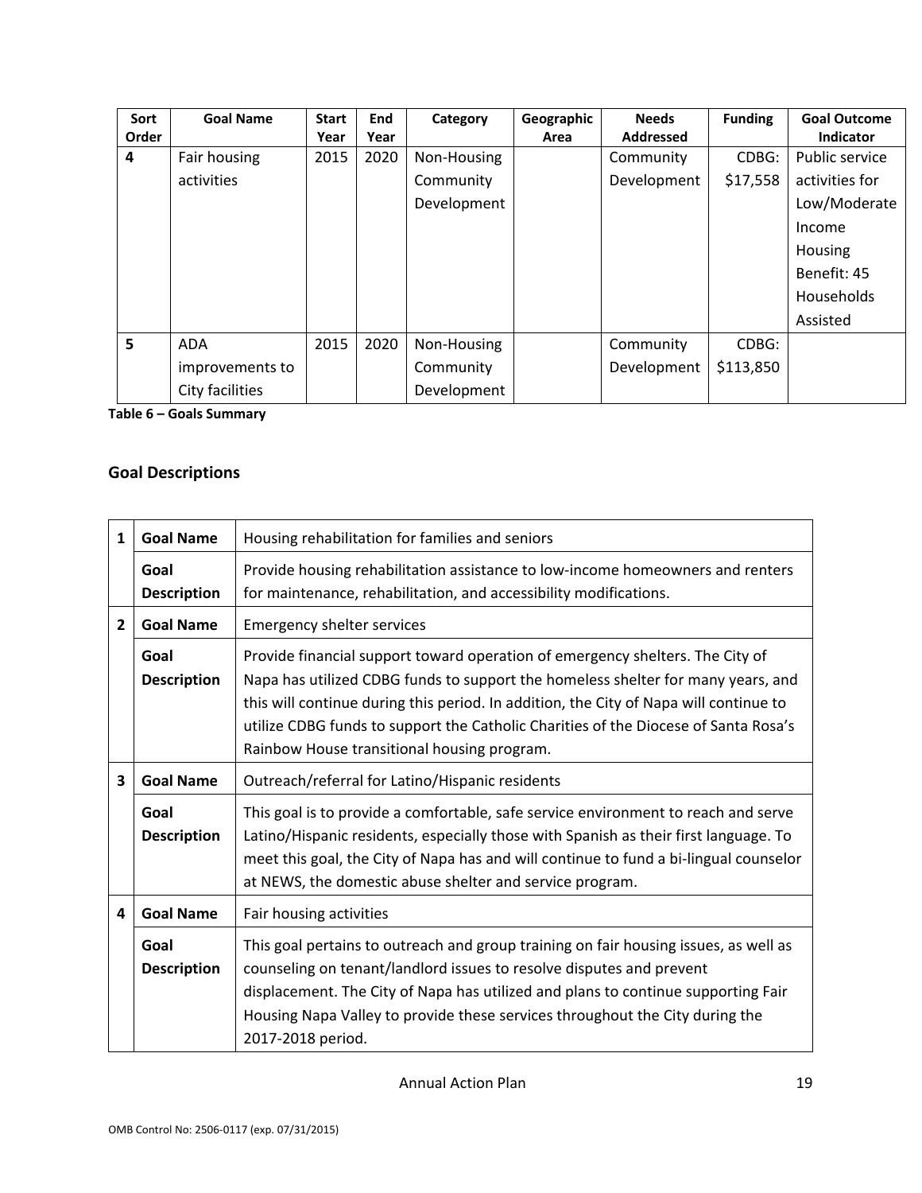| Sort Order | Goal Name | Start Year | End Year | Category | Geographic Area | Needs Addressed | Funding | Goal Outcome Indicator |
|---|---|---|---|---|---|---|---|---|
| 4 | Fair housing activities | 2015 | 2020 | Non-Housing Community Development | | Community Development | CDBG: $17,558 | Public service activities for Low/Moderate Income Housing Benefit: 45 Households Assisted |
| 5 | ADA improvements to City facilities | 2015 | 2020 | Non-Housing Community Development | | Community Development | CDBG: $113,850 | |

**Table 6 – Goals Summary**

## Goal Descriptions

| | | |
|---|---|---|
| **1** | **Goal Name** | Housing rehabilitation for families and seniors |
| | **Goal Description** | Provide housing rehabilitation assistance to low-income homeowners and renters for maintenance, rehabilitation, and accessibility modifications. |
| **2** | **Goal Name** | Emergency shelter services |
| | **Goal Description** | Provide financial support toward operation of emergency shelters. The City of Napa has utilized CDBG funds to support the homeless shelter for many years, and this will continue during this period. In addition, the City of Napa will continue to utilize CDBG funds to support the Catholic Charities of the Diocese of Santa Rosa's Rainbow House transitional housing program. |
| **3** | **Goal Name** | Outreach/referral for Latino/Hispanic residents |
| | **Goal Description** | This goal is to provide a comfortable, safe service environment to reach and serve Latino/Hispanic residents, especially those with Spanish as their first language. To meet this goal, the City of Napa has and will continue to fund a bi-lingual counselor at NEWS, the domestic abuse shelter and service program. |
| **4** | **Goal Name** | Fair housing activities |
| | **Goal Description** | This goal pertains to outreach and group training on fair housing issues, as well as counseling on tenant/landlord issues to resolve disputes and prevent displacement. The City of Napa has utilized and plans to continue supporting Fair Housing Napa Valley to provide these services throughout the City during the 2017-2018 period. |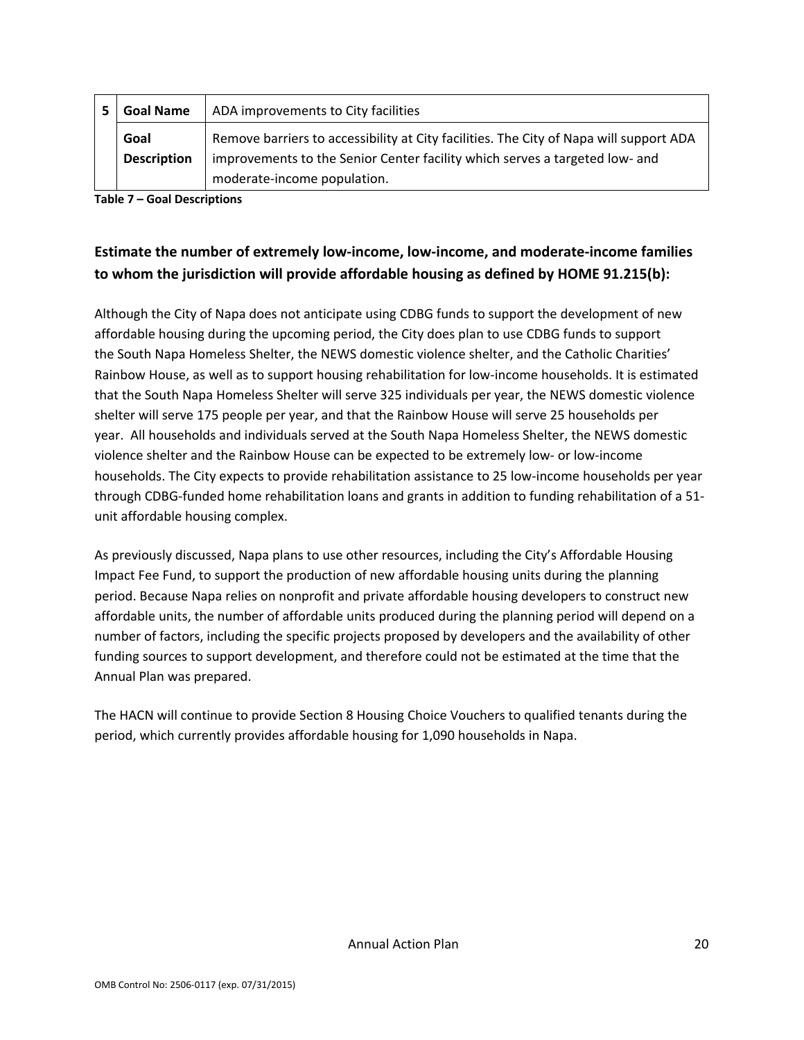| 5 | Goal Name | ADA improvements to City facilities |
|---|---|---|
| | Goal Description | Remove barriers to accessibility at City facilities. The City of Napa will support ADA improvements to the Senior Center facility which serves a targeted low- and moderate-income population. |

**Table 7 – Goal Descriptions**

## Estimate the number of extremely low-income, low-income, and moderate-income families to whom the jurisdiction will provide affordable housing as defined by HOME 91.215(b):

Although the City of Napa does not anticipate using CDBG funds to support the development of new affordable housing during the upcoming period, the City does plan to use CDBG funds to support the South Napa Homeless Shelter, the NEWS domestic violence shelter, and the Catholic Charities' Rainbow House, as well as to support housing rehabilitation for low-income households. It is estimated that the South Napa Homeless Shelter will serve 325 individuals per year, the NEWS domestic violence shelter will serve 175 people per year, and that the Rainbow House will serve 25 households per year. All households and individuals served at the South Napa Homeless Shelter, the NEWS domestic violence shelter and the Rainbow House can be expected to be extremely low- or low-income households. The City expects to provide rehabilitation assistance to 25 low-income households per year through CDBG-funded home rehabilitation loans and grants in addition to funding rehabilitation of a 51-unit affordable housing complex.

As previously discussed, Napa plans to use other resources, including the City's Affordable Housing Impact Fee Fund, to support the production of new affordable housing units during the planning period. Because Napa relies on nonprofit and private affordable housing developers to construct new affordable units, the number of affordable units produced during the planning period will depend on a number of factors, including the specific projects proposed by developers and the availability of other funding sources to support development, and therefore could not be estimated at the time that the Annual Plan was prepared.

The HACN will continue to provide Section 8 Housing Choice Vouchers to qualified tenants during the period, which currently provides affordable housing for 1,090 households in Napa.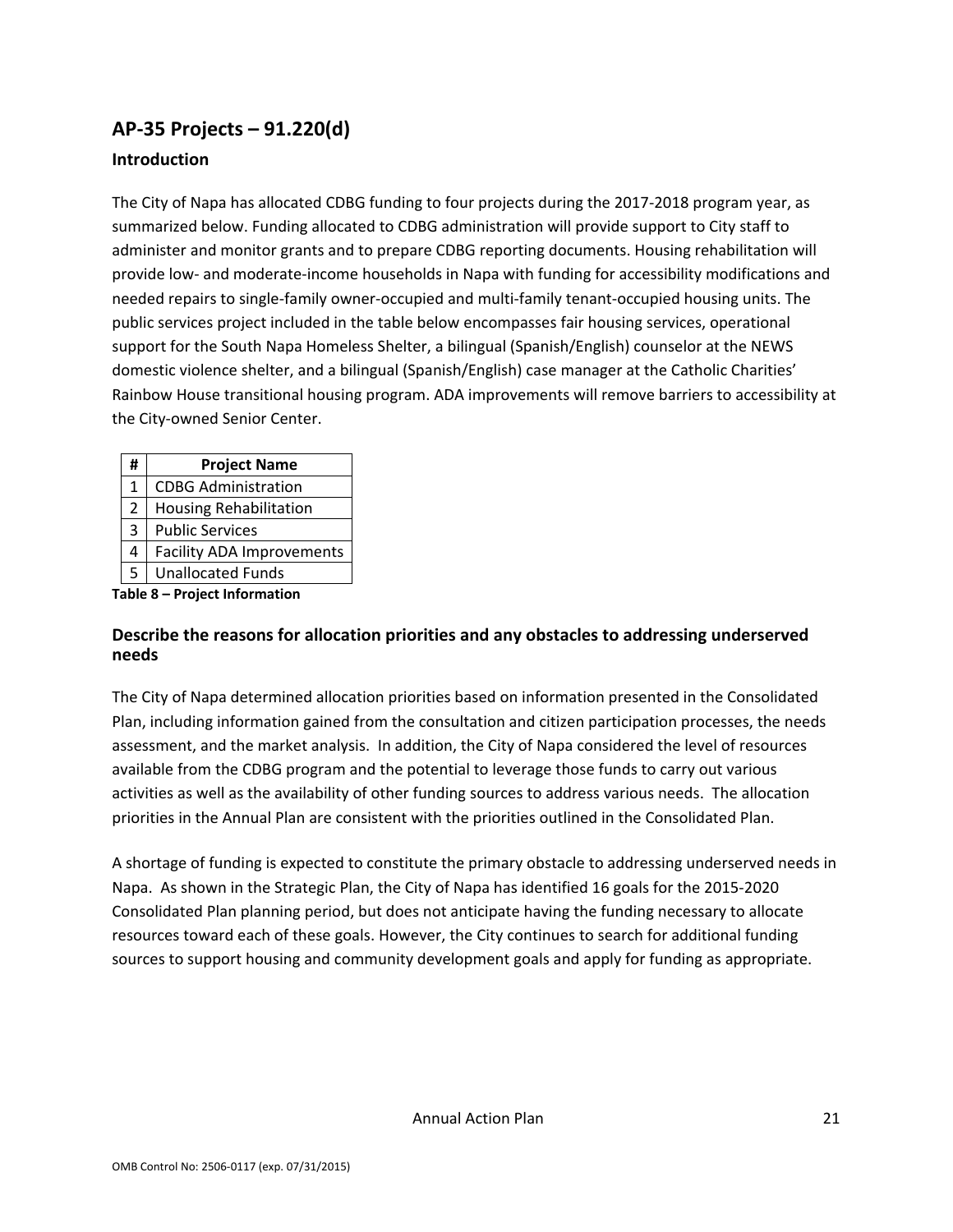## AP-35 Projects – 91.220(d)

### Introduction

The City of Napa has allocated CDBG funding to four projects during the 2017-2018 program year, as summarized below. Funding allocated to CDBG administration will provide support to City staff to administer and monitor grants and to prepare CDBG reporting documents. Housing rehabilitation will provide low- and moderate-income households in Napa with funding for accessibility modifications and needed repairs to single-family owner-occupied and multi-family tenant-occupied housing units. The public services project included in the table below encompasses fair housing services, operational support for the South Napa Homeless Shelter, a bilingual (Spanish/English) counselor at the NEWS domestic violence shelter, and a bilingual (Spanish/English) case manager at the Catholic Charities' Rainbow House transitional housing program. ADA improvements will remove barriers to accessibility at the City-owned Senior Center.

| # | Project Name |
|---|---|
| 1 | CDBG Administration |
| 2 | Housing Rehabilitation |
| 3 | Public Services |
| 4 | Facility ADA Improvements |
| 5 | Unallocated Funds |

**Table 8 – Project Information**

### Describe the reasons for allocation priorities and any obstacles to addressing underserved needs

The City of Napa determined allocation priorities based on information presented in the Consolidated Plan, including information gained from the consultation and citizen participation processes, the needs assessment, and the market analysis. In addition, the City of Napa considered the level of resources available from the CDBG program and the potential to leverage those funds to carry out various activities as well as the availability of other funding sources to address various needs. The allocation priorities in the Annual Plan are consistent with the priorities outlined in the Consolidated Plan.

A shortage of funding is expected to constitute the primary obstacle to addressing underserved needs in Napa. As shown in the Strategic Plan, the City of Napa has identified 16 goals for the 2015-2020 Consolidated Plan planning period, but does not anticipate having the funding necessary to allocate resources toward each of these goals. However, the City continues to search for additional funding sources to support housing and community development goals and apply for funding as appropriate.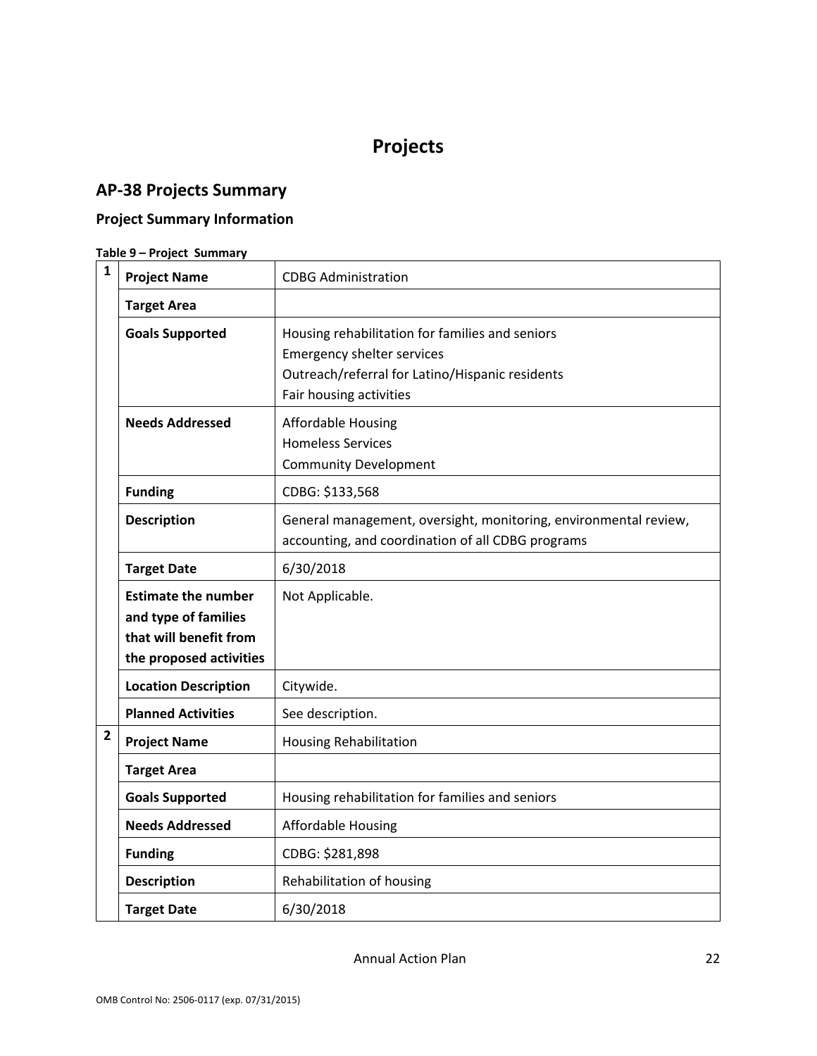# Projects

## AP-38 Projects Summary

### Project Summary Information

**Table 9 – Project Summary**

| | | |
|---|---|---|
| **1** | **Project Name** | CDBG Administration |
| | **Target Area** | |
| | **Goals Supported** | Housing rehabilitation for families and seniors<br>Emergency shelter services<br>Outreach/referral for Latino/Hispanic residents<br>Fair housing activities |
| | **Needs Addressed** | Affordable Housing<br>Homeless Services<br>Community Development |
| | **Funding** | CDBG: $133,568 |
| | **Description** | General management, oversight, monitoring, environmental review, accounting, and coordination of all CDBG programs |
| | **Target Date** | 6/30/2018 |
| | **Estimate the number and type of families that will benefit from the proposed activities** | Not Applicable. |
| | **Location Description** | Citywide. |
| | **Planned Activities** | See description. |
| **2** | **Project Name** | Housing Rehabilitation |
| | **Target Area** | |
| | **Goals Supported** | Housing rehabilitation for families and seniors |
| | **Needs Addressed** | Affordable Housing |
| | **Funding** | CDBG: $281,898 |
| | **Description** | Rehabilitation of housing |
| | **Target Date** | 6/30/2018 |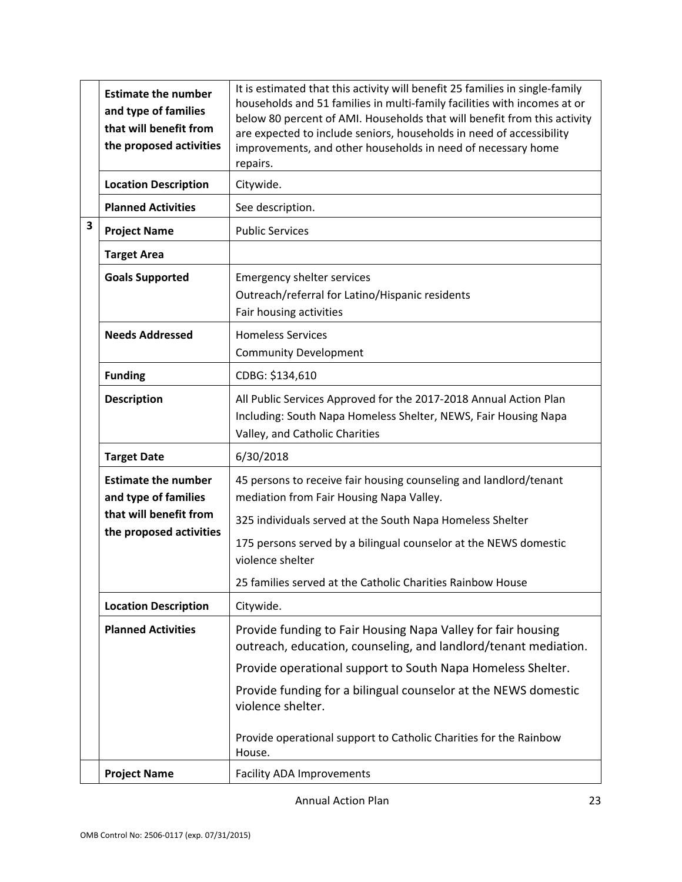| | | |
|---|---|---|
| | **Estimate the number and type of families that will benefit from the proposed activities** | It is estimated that this activity will benefit 25 families in single-family households and 51 families in multi-family facilities with incomes at or below 80 percent of AMI. Households that will benefit from this activity are expected to include seniors, households in need of accessibility improvements, and other households in need of necessary home repairs. |
| | **Location Description** | Citywide. |
| | **Planned Activities** | See description. |
| **3** | **Project Name** | Public Services |
| | **Target Area** | |
| | **Goals Supported** | Emergency shelter services<br>Outreach/referral for Latino/Hispanic residents<br>Fair housing activities |
| | **Needs Addressed** | Homeless Services<br>Community Development |
| | **Funding** | CDBG: $134,610 |
| | **Description** | All Public Services Approved for the 2017-2018 Annual Action Plan Including: South Napa Homeless Shelter, NEWS, Fair Housing Napa Valley, and Catholic Charities |
| | **Target Date** | 6/30/2018 |
| | **Estimate the number and type of families that will benefit from the proposed activities** | 45 persons to receive fair housing counseling and landlord/tenant mediation from Fair Housing Napa Valley.<br>325 individuals served at the South Napa Homeless Shelter<br>175 persons served by a bilingual counselor at the NEWS domestic violence shelter<br>25 families served at the Catholic Charities Rainbow House |
| | **Location Description** | Citywide. |
| | **Planned Activities** | Provide funding to Fair Housing Napa Valley for fair housing outreach, education, counseling, and landlord/tenant mediation.<br>Provide operational support to South Napa Homeless Shelter.<br>Provide funding for a bilingual counselor at the NEWS domestic violence shelter.<br>Provide operational support to Catholic Charities for the Rainbow House. |
| | **Project Name** | Facility ADA Improvements |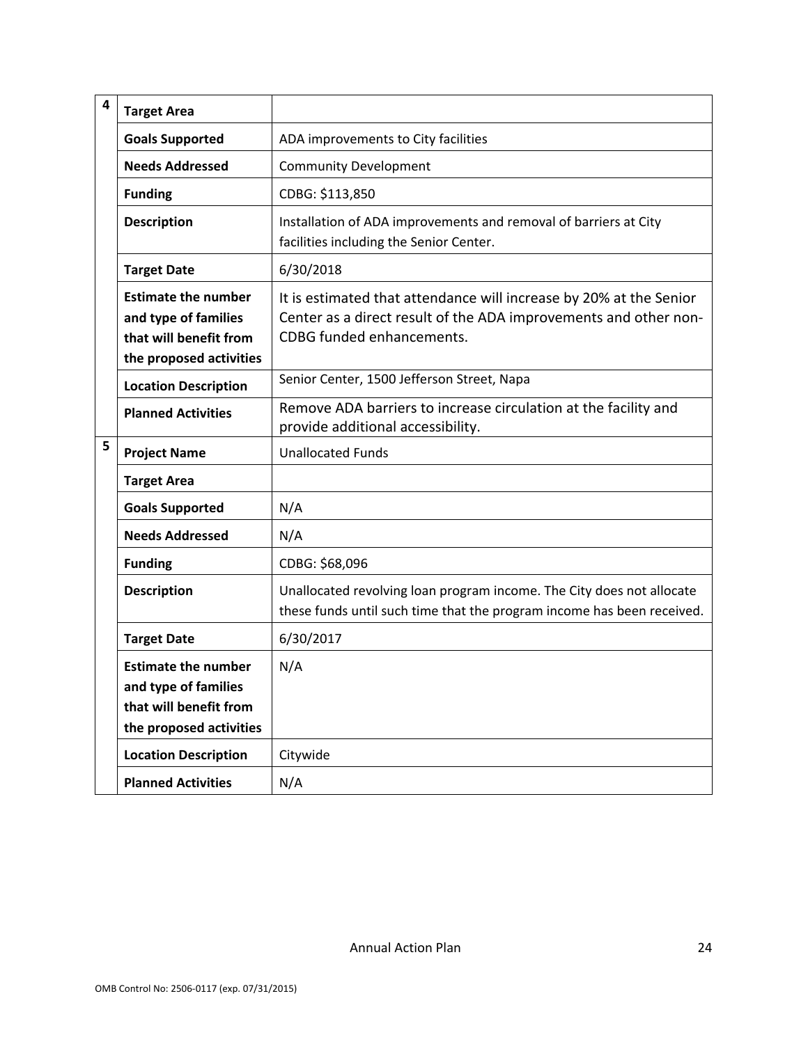| | | |
|---|---|---|
| 4 | **Target Area** | |
| | **Goals Supported** | ADA improvements to City facilities |
| | **Needs Addressed** | Community Development |
| | **Funding** | CDBG: $113,850 |
| | **Description** | Installation of ADA improvements and removal of barriers at City facilities including the Senior Center. |
| | **Target Date** | 6/30/2018 |
| | **Estimate the number and type of families that will benefit from the proposed activities** | It is estimated that attendance will increase by 20% at the Senior Center as a direct result of the ADA improvements and other non-CDBG funded enhancements. |
| | **Location Description** | Senior Center, 1500 Jefferson Street, Napa |
| | **Planned Activities** | Remove ADA barriers to increase circulation at the facility and provide additional accessibility. |
| 5 | **Project Name** | Unallocated Funds |
| | **Target Area** | |
| | **Goals Supported** | N/A |
| | **Needs Addressed** | N/A |
| | **Funding** | CDBG: $68,096 |
| | **Description** | Unallocated revolving loan program income. The City does not allocate these funds until such time that the program income has been received. |
| | **Target Date** | 6/30/2017 |
| | **Estimate the number and type of families that will benefit from the proposed activities** | N/A |
| | **Location Description** | Citywide |
| | **Planned Activities** | N/A |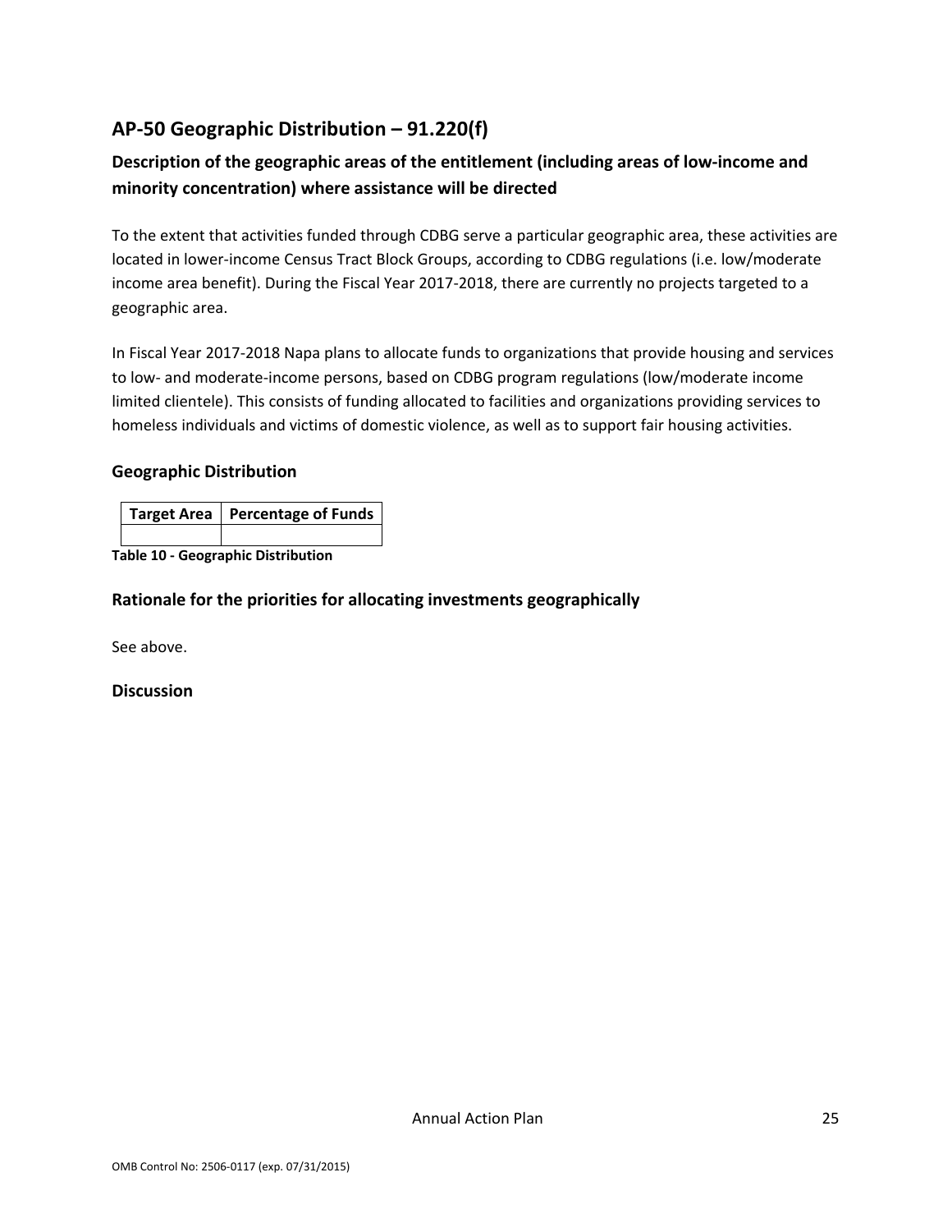## AP-50 Geographic Distribution – 91.220(f)

### Description of the geographic areas of the entitlement (including areas of low-income and minority concentration) where assistance will be directed

To the extent that activities funded through CDBG serve a particular geographic area, these activities are located in lower-income Census Tract Block Groups, according to CDBG regulations (i.e. low/moderate income area benefit). During the Fiscal Year 2017-2018, there are currently no projects targeted to a geographic area.

In Fiscal Year 2017-2018 Napa plans to allocate funds to organizations that provide housing and services to low- and moderate-income persons, based on CDBG program regulations (low/moderate income limited clientele). This consists of funding allocated to facilities and organizations providing services to homeless individuals and victims of domestic violence, as well as to support fair housing activities.

### Geographic Distribution

| Target Area | Percentage of Funds |
|---|---|
| | |

**Table 10 - Geographic Distribution**

### Rationale for the priorities for allocating investments geographically

See above.

### Discussion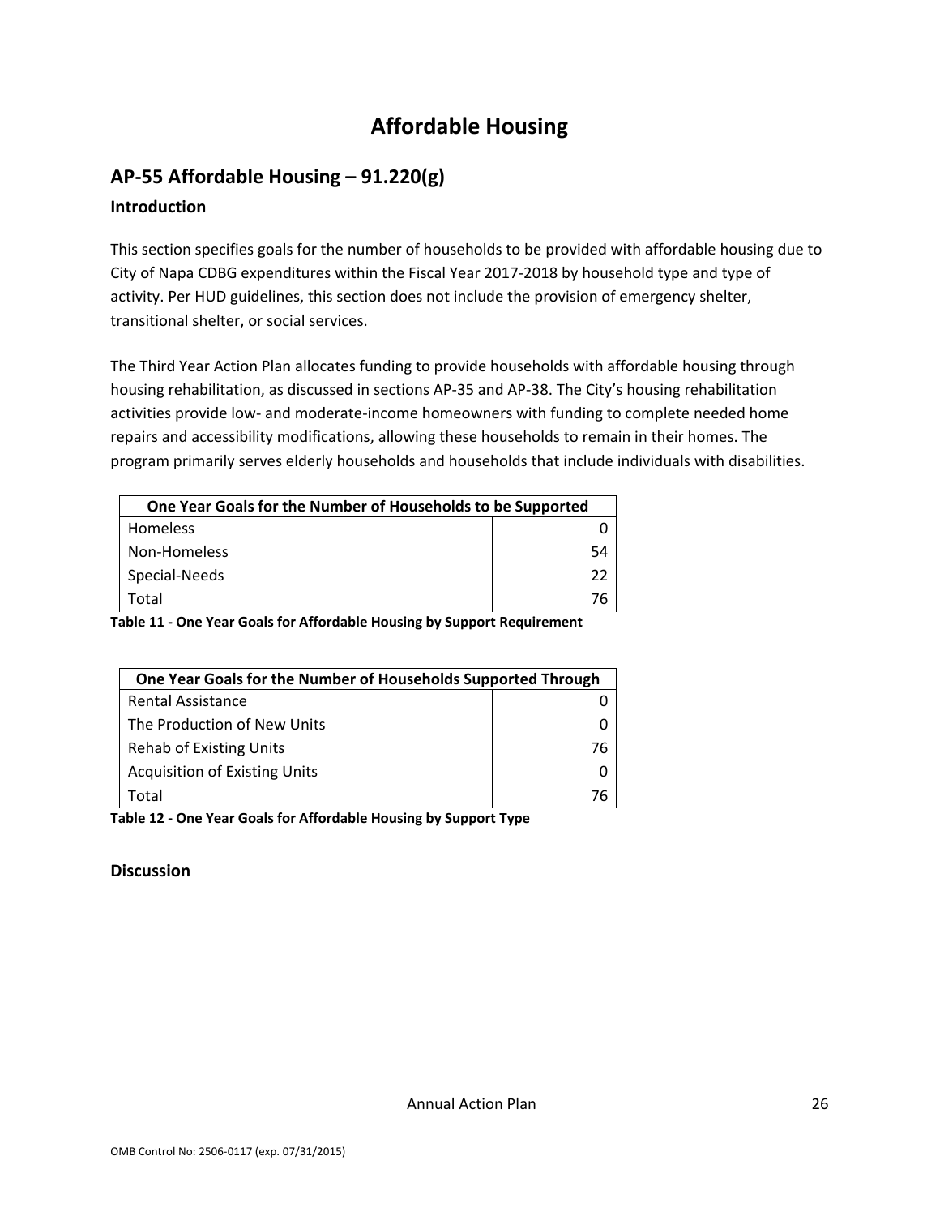# Affordable Housing

## AP-55 Affordable Housing – 91.220(g)

### Introduction

This section specifies goals for the number of households to be provided with affordable housing due to City of Napa CDBG expenditures within the Fiscal Year 2017-2018 by household type and type of activity. Per HUD guidelines, this section does not include the provision of emergency shelter, transitional shelter, or social services.

The Third Year Action Plan allocates funding to provide households with affordable housing through housing rehabilitation, as discussed in sections AP-35 and AP-38. The City's housing rehabilitation activities provide low- and moderate-income homeowners with funding to complete needed home repairs and accessibility modifications, allowing these households to remain in their homes. The program primarily serves elderly households and households that include individuals with disabilities.

| One Year Goals for the Number of Households to be Supported | |
|---|---|
| Homeless | 0 |
| Non-Homeless | 54 |
| Special-Needs | 22 |
| Total | 76 |

**Table 11 - One Year Goals for Affordable Housing by Support Requirement**

| One Year Goals for the Number of Households Supported Through | |
|---|---|
| Rental Assistance | 0 |
| The Production of New Units | 0 |
| Rehab of Existing Units | 76 |
| Acquisition of Existing Units | 0 |
| Total | 76 |

**Table 12 - One Year Goals for Affordable Housing by Support Type**

### Discussion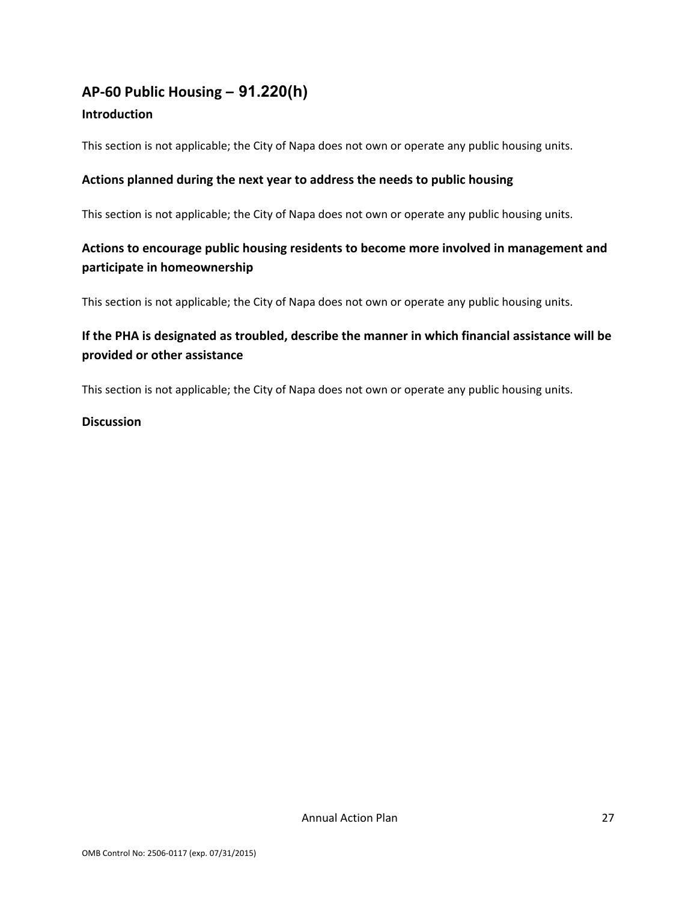## AP-60 Public Housing – 91.220(h)

### Introduction

This section is not applicable; the City of Napa does not own or operate any public housing units.

### Actions planned during the next year to address the needs to public housing

This section is not applicable; the City of Napa does not own or operate any public housing units.

### Actions to encourage public housing residents to become more involved in management and participate in homeownership

This section is not applicable; the City of Napa does not own or operate any public housing units.

### If the PHA is designated as troubled, describe the manner in which financial assistance will be provided or other assistance

This section is not applicable; the City of Napa does not own or operate any public housing units.

### Discussion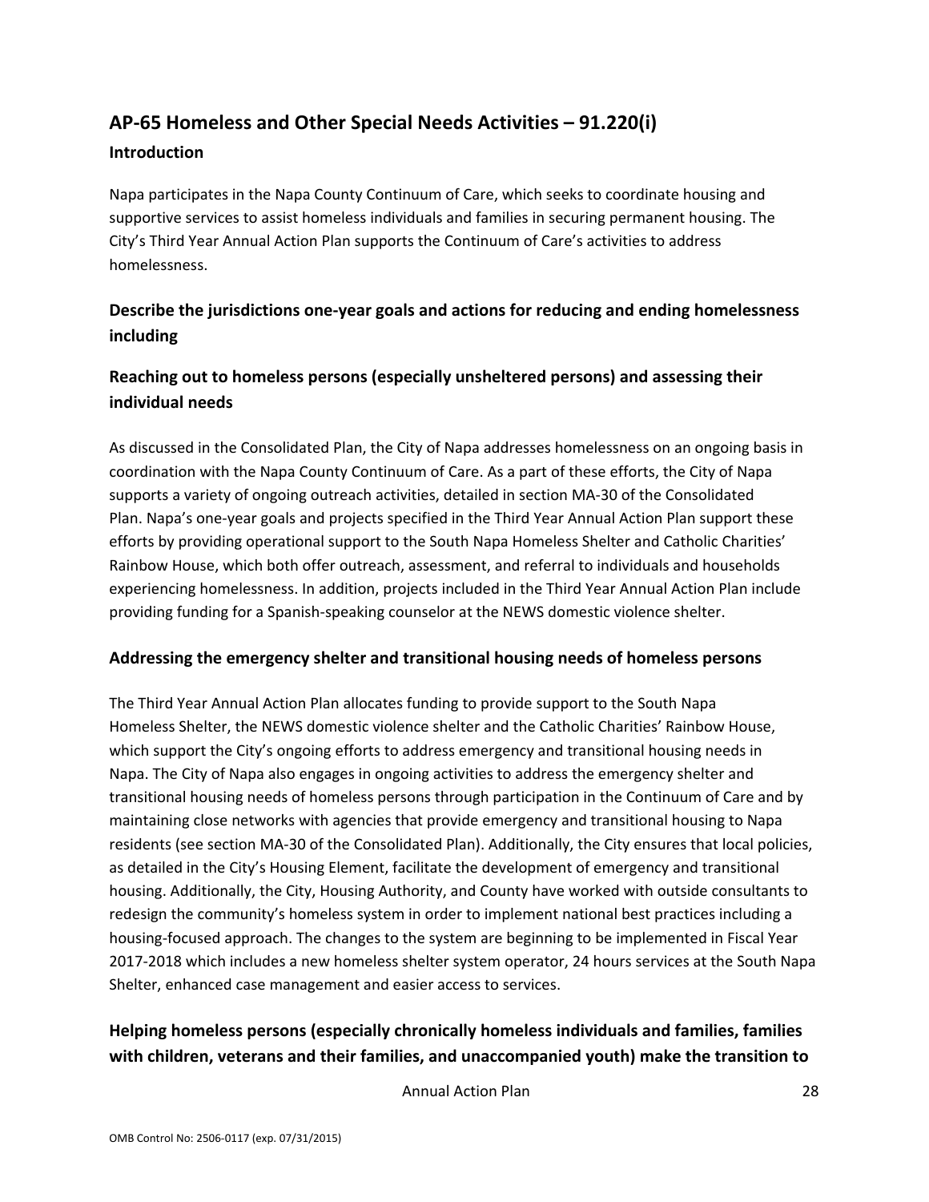## AP-65 Homeless and Other Special Needs Activities – 91.220(i)

### Introduction

Napa participates in the Napa County Continuum of Care, which seeks to coordinate housing and supportive services to assist homeless individuals and families in securing permanent housing. The City's Third Year Annual Action Plan supports the Continuum of Care's activities to address homelessness.

### Describe the jurisdictions one-year goals and actions for reducing and ending homelessness including

### Reaching out to homeless persons (especially unsheltered persons) and assessing their individual needs

As discussed in the Consolidated Plan, the City of Napa addresses homelessness on an ongoing basis in coordination with the Napa County Continuum of Care. As a part of these efforts, the City of Napa supports a variety of ongoing outreach activities, detailed in section MA-30 of the Consolidated Plan. Napa's one-year goals and projects specified in the Third Year Annual Action Plan support these efforts by providing operational support to the South Napa Homeless Shelter and Catholic Charities' Rainbow House, which both offer outreach, assessment, and referral to individuals and households experiencing homelessness. In addition, projects included in the Third Year Annual Action Plan include providing funding for a Spanish-speaking counselor at the NEWS domestic violence shelter.

### Addressing the emergency shelter and transitional housing needs of homeless persons

The Third Year Annual Action Plan allocates funding to provide support to the South Napa Homeless Shelter, the NEWS domestic violence shelter and the Catholic Charities' Rainbow House, which support the City's ongoing efforts to address emergency and transitional housing needs in Napa. The City of Napa also engages in ongoing activities to address the emergency shelter and transitional housing needs of homeless persons through participation in the Continuum of Care and by maintaining close networks with agencies that provide emergency and transitional housing to Napa residents (see section MA-30 of the Consolidated Plan). Additionally, the City ensures that local policies, as detailed in the City's Housing Element, facilitate the development of emergency and transitional housing. Additionally, the City, Housing Authority, and County have worked with outside consultants to redesign the community's homeless system in order to implement national best practices including a housing-focused approach. The changes to the system are beginning to be implemented in Fiscal Year 2017-2018 which includes a new homeless shelter system operator, 24 hours services at the South Napa Shelter, enhanced case management and easier access to services.

### Helping homeless persons (especially chronically homeless individuals and families, families with children, veterans and their families, and unaccompanied youth) make the transition to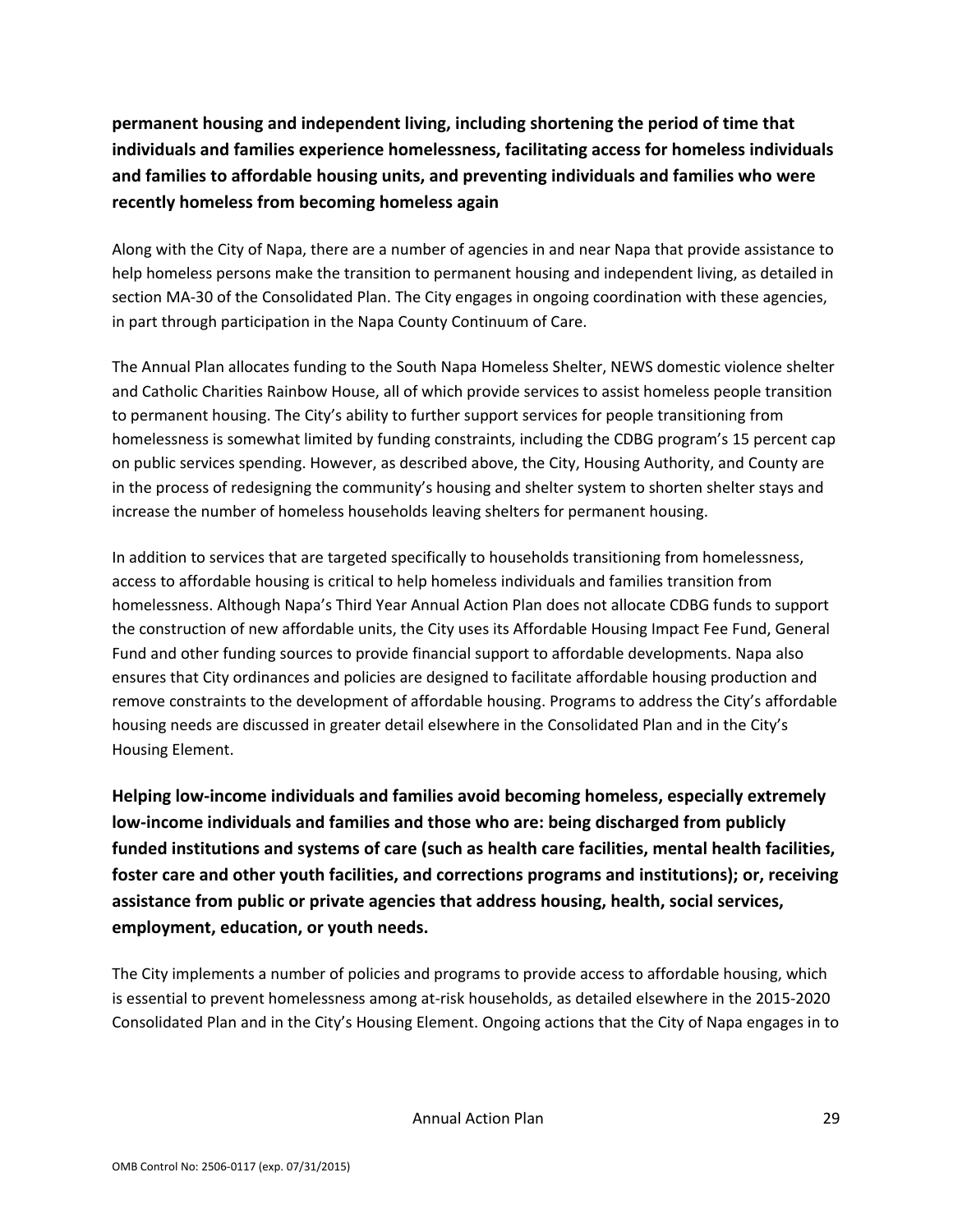**permanent housing and independent living, including shortening the period of time that individuals and families experience homelessness, facilitating access for homeless individuals and families to affordable housing units, and preventing individuals and families who were recently homeless from becoming homeless again**

Along with the City of Napa, there are a number of agencies in and near Napa that provide assistance to help homeless persons make the transition to permanent housing and independent living, as detailed in section MA-30 of the Consolidated Plan. The City engages in ongoing coordination with these agencies, in part through participation in the Napa County Continuum of Care.

The Annual Plan allocates funding to the South Napa Homeless Shelter, NEWS domestic violence shelter and Catholic Charities Rainbow House, all of which provide services to assist homeless people transition to permanent housing. The City's ability to further support services for people transitioning from homelessness is somewhat limited by funding constraints, including the CDBG program's 15 percent cap on public services spending. However, as described above, the City, Housing Authority, and County are in the process of redesigning the community's housing and shelter system to shorten shelter stays and increase the number of homeless households leaving shelters for permanent housing.

In addition to services that are targeted specifically to households transitioning from homelessness, access to affordable housing is critical to help homeless individuals and families transition from homelessness. Although Napa's Third Year Annual Action Plan does not allocate CDBG funds to support the construction of new affordable units, the City uses its Affordable Housing Impact Fee Fund, General Fund and other funding sources to provide financial support to affordable developments. Napa also ensures that City ordinances and policies are designed to facilitate affordable housing production and remove constraints to the development of affordable housing. Programs to address the City's affordable housing needs are discussed in greater detail elsewhere in the Consolidated Plan and in the City's Housing Element.

**Helping low-income individuals and families avoid becoming homeless, especially extremely low-income individuals and families and those who are: being discharged from publicly funded institutions and systems of care (such as health care facilities, mental health facilities, foster care and other youth facilities, and corrections programs and institutions); or, receiving assistance from public or private agencies that address housing, health, social services, employment, education, or youth needs.**

The City implements a number of policies and programs to provide access to affordable housing, which is essential to prevent homelessness among at-risk households, as detailed elsewhere in the 2015-2020 Consolidated Plan and in the City's Housing Element. Ongoing actions that the City of Napa engages in to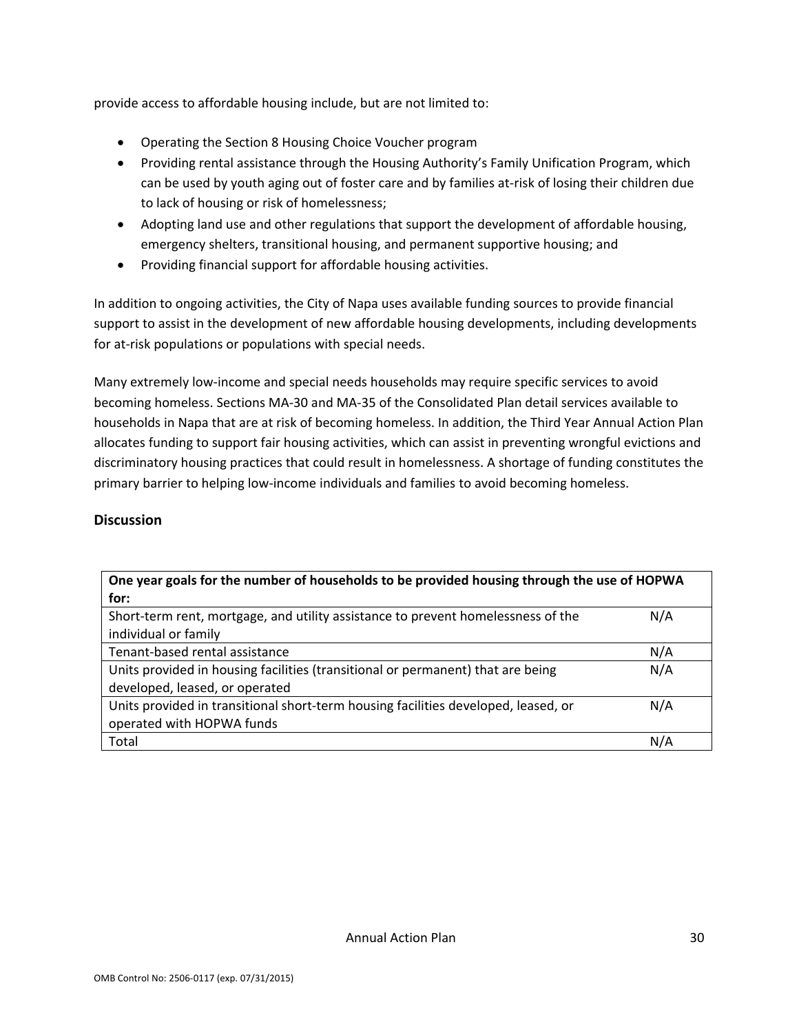provide access to affordable housing include, but are not limited to:

- Operating the Section 8 Housing Choice Voucher program
- Providing rental assistance through the Housing Authority's Family Unification Program, which can be used by youth aging out of foster care and by families at-risk of losing their children due to lack of housing or risk of homelessness;
- Adopting land use and other regulations that support the development of affordable housing, emergency shelters, transitional housing, and permanent supportive housing; and
- Providing financial support for affordable housing activities.

In addition to ongoing activities, the City of Napa uses available funding sources to provide financial support to assist in the development of new affordable housing developments, including developments for at-risk populations or populations with special needs.

Many extremely low-income and special needs households may require specific services to avoid becoming homeless. Sections MA-30 and MA-35 of the Consolidated Plan detail services available to households in Napa that are at risk of becoming homeless. In addition, the Third Year Annual Action Plan allocates funding to support fair housing activities, which can assist in preventing wrongful evictions and discriminatory housing practices that could result in homelessness. A shortage of funding constitutes the primary barrier to helping low-income individuals and families to avoid becoming homeless.

## Discussion

| One year goals for the number of households to be provided housing through the use of HOPWA for: | |
|---|---|
| Short-term rent, mortgage, and utility assistance to prevent homelessness of the individual or family | N/A |
| Tenant-based rental assistance | N/A |
| Units provided in housing facilities (transitional or permanent) that are being developed, leased, or operated | N/A |
| Units provided in transitional short-term housing facilities developed, leased, or operated with HOPWA funds | N/A |
| Total | N/A |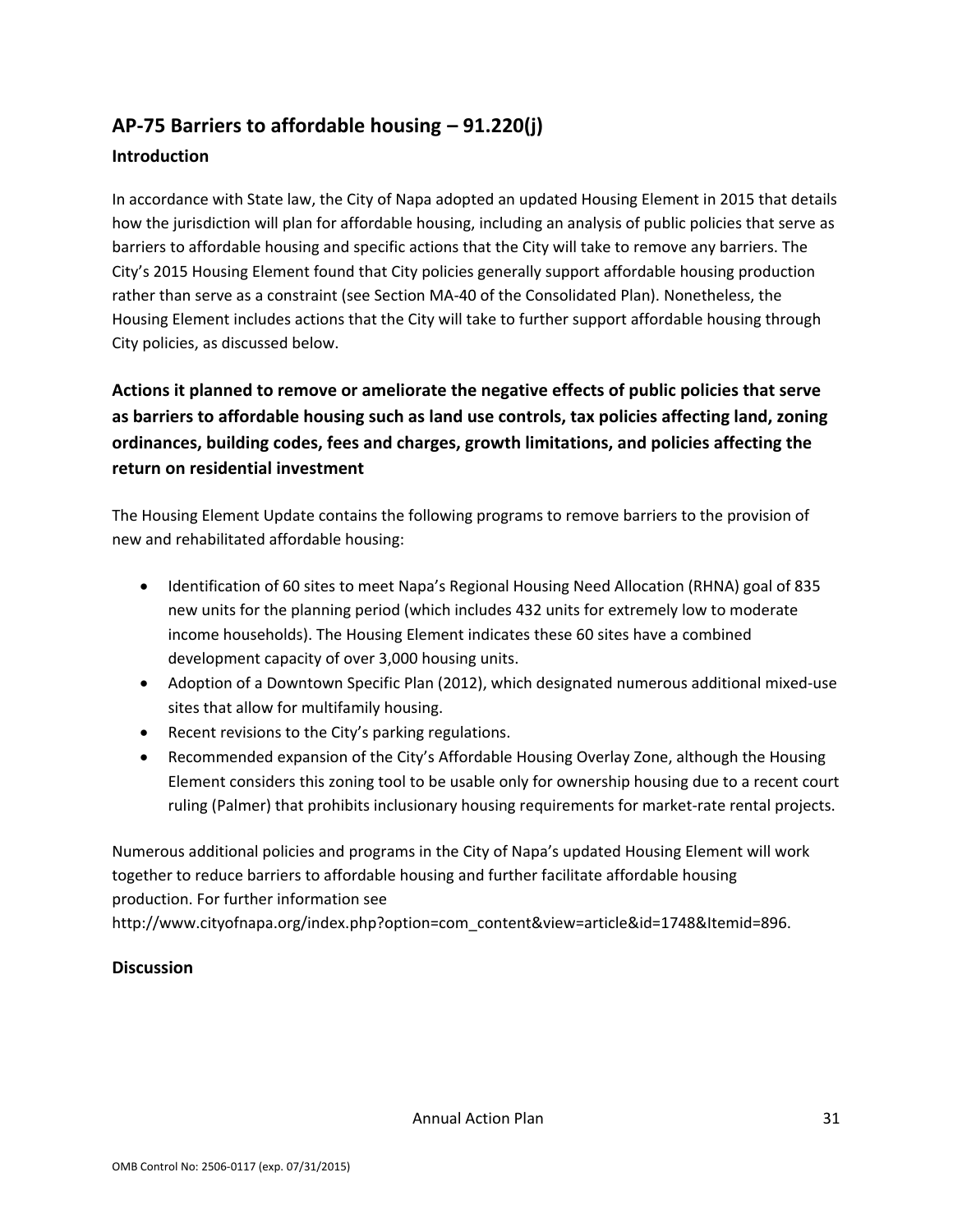## AP-75 Barriers to affordable housing – 91.220(j)

### Introduction

In accordance with State law, the City of Napa adopted an updated Housing Element in 2015 that details how the jurisdiction will plan for affordable housing, including an analysis of public policies that serve as barriers to affordable housing and specific actions that the City will take to remove any barriers. The City's 2015 Housing Element found that City policies generally support affordable housing production rather than serve as a constraint (see Section MA-40 of the Consolidated Plan). Nonetheless, the Housing Element includes actions that the City will take to further support affordable housing through City policies, as discussed below.

### Actions it planned to remove or ameliorate the negative effects of public policies that serve as barriers to affordable housing such as land use controls, tax policies affecting land, zoning ordinances, building codes, fees and charges, growth limitations, and policies affecting the return on residential investment

The Housing Element Update contains the following programs to remove barriers to the provision of new and rehabilitated affordable housing:

- Identification of 60 sites to meet Napa's Regional Housing Need Allocation (RHNA) goal of 835 new units for the planning period (which includes 432 units for extremely low to moderate income households). The Housing Element indicates these 60 sites have a combined development capacity of over 3,000 housing units.
- Adoption of a Downtown Specific Plan (2012), which designated numerous additional mixed-use sites that allow for multifamily housing.
- Recent revisions to the City's parking regulations.
- Recommended expansion of the City's Affordable Housing Overlay Zone, although the Housing Element considers this zoning tool to be usable only for ownership housing due to a recent court ruling (Palmer) that prohibits inclusionary housing requirements for market-rate rental projects.

Numerous additional policies and programs in the City of Napa's updated Housing Element will work together to reduce barriers to affordable housing and further facilitate affordable housing production. For further information see http://www.cityofnapa.org/index.php?option=com_content&view=article&id=1748&Itemid=896.

### Discussion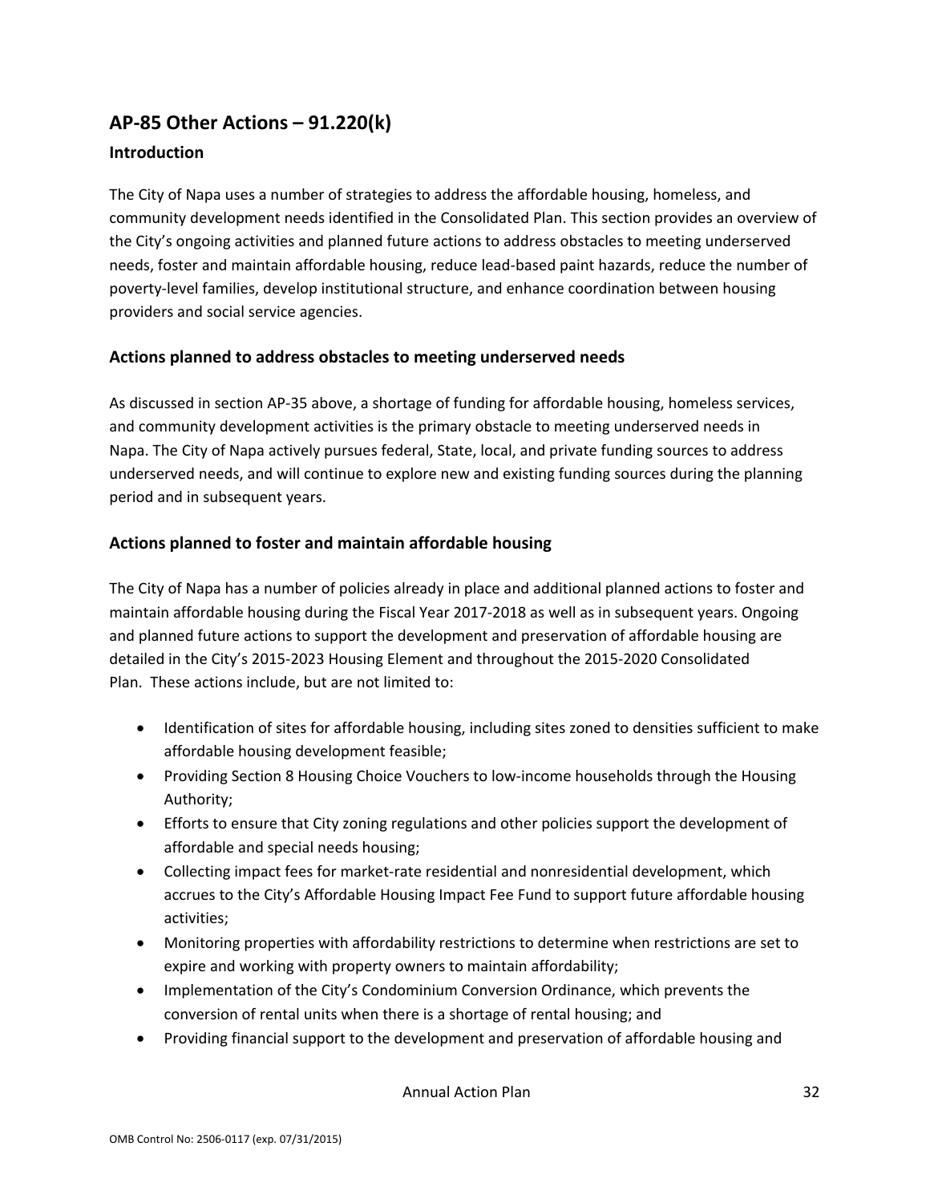## AP-85 Other Actions – 91.220(k)

### Introduction

The City of Napa uses a number of strategies to address the affordable housing, homeless, and community development needs identified in the Consolidated Plan. This section provides an overview of the City's ongoing activities and planned future actions to address obstacles to meeting underserved needs, foster and maintain affordable housing, reduce lead-based paint hazards, reduce the number of poverty-level families, develop institutional structure, and enhance coordination between housing providers and social service agencies.

### Actions planned to address obstacles to meeting underserved needs

As discussed in section AP-35 above, a shortage of funding for affordable housing, homeless services, and community development activities is the primary obstacle to meeting underserved needs in Napa. The City of Napa actively pursues federal, State, local, and private funding sources to address underserved needs, and will continue to explore new and existing funding sources during the planning period and in subsequent years.

### Actions planned to foster and maintain affordable housing

The City of Napa has a number of policies already in place and additional planned actions to foster and maintain affordable housing during the Fiscal Year 2017-2018 as well as in subsequent years. Ongoing and planned future actions to support the development and preservation of affordable housing are detailed in the City's 2015-2023 Housing Element and throughout the 2015-2020 Consolidated Plan. These actions include, but are not limited to:

- Identification of sites for affordable housing, including sites zoned to densities sufficient to make affordable housing development feasible;
- Providing Section 8 Housing Choice Vouchers to low-income households through the Housing Authority;
- Efforts to ensure that City zoning regulations and other policies support the development of affordable and special needs housing;
- Collecting impact fees for market-rate residential and nonresidential development, which accrues to the City's Affordable Housing Impact Fee Fund to support future affordable housing activities;
- Monitoring properties with affordability restrictions to determine when restrictions are set to expire and working with property owners to maintain affordability;
- Implementation of the City's Condominium Conversion Ordinance, which prevents the conversion of rental units when there is a shortage of rental housing; and
- Providing financial support to the development and preservation of affordable housing and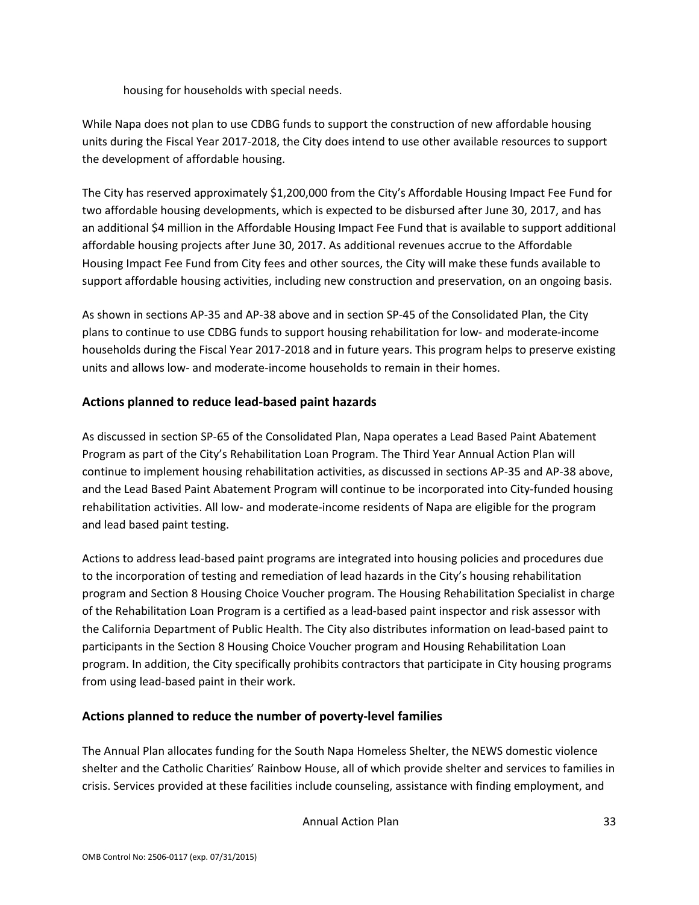housing for households with special needs.

While Napa does not plan to use CDBG funds to support the construction of new affordable housing units during the Fiscal Year 2017-2018, the City does intend to use other available resources to support the development of affordable housing.

The City has reserved approximately $1,200,000 from the City's Affordable Housing Impact Fee Fund for two affordable housing developments, which is expected to be disbursed after June 30, 2017, and has an additional $4 million in the Affordable Housing Impact Fee Fund that is available to support additional affordable housing projects after June 30, 2017. As additional revenues accrue to the Affordable Housing Impact Fee Fund from City fees and other sources, the City will make these funds available to support affordable housing activities, including new construction and preservation, on an ongoing basis.

As shown in sections AP-35 and AP-38 above and in section SP-45 of the Consolidated Plan, the City plans to continue to use CDBG funds to support housing rehabilitation for low- and moderate-income households during the Fiscal Year 2017-2018 and in future years. This program helps to preserve existing units and allows low- and moderate-income households to remain in their homes.

## Actions planned to reduce lead-based paint hazards

As discussed in section SP-65 of the Consolidated Plan, Napa operates a Lead Based Paint Abatement Program as part of the City's Rehabilitation Loan Program. The Third Year Annual Action Plan will continue to implement housing rehabilitation activities, as discussed in sections AP-35 and AP-38 above, and the Lead Based Paint Abatement Program will continue to be incorporated into City-funded housing rehabilitation activities. All low- and moderate-income residents of Napa are eligible for the program and lead based paint testing.

Actions to address lead-based paint programs are integrated into housing policies and procedures due to the incorporation of testing and remediation of lead hazards in the City's housing rehabilitation program and Section 8 Housing Choice Voucher program. The Housing Rehabilitation Specialist in charge of the Rehabilitation Loan Program is a certified as a lead-based paint inspector and risk assessor with the California Department of Public Health. The City also distributes information on lead-based paint to participants in the Section 8 Housing Choice Voucher program and Housing Rehabilitation Loan program. In addition, the City specifically prohibits contractors that participate in City housing programs from using lead-based paint in their work.

## Actions planned to reduce the number of poverty-level families

The Annual Plan allocates funding for the South Napa Homeless Shelter, the NEWS domestic violence shelter and the Catholic Charities' Rainbow House, all of which provide shelter and services to families in crisis. Services provided at these facilities include counseling, assistance with finding employment, and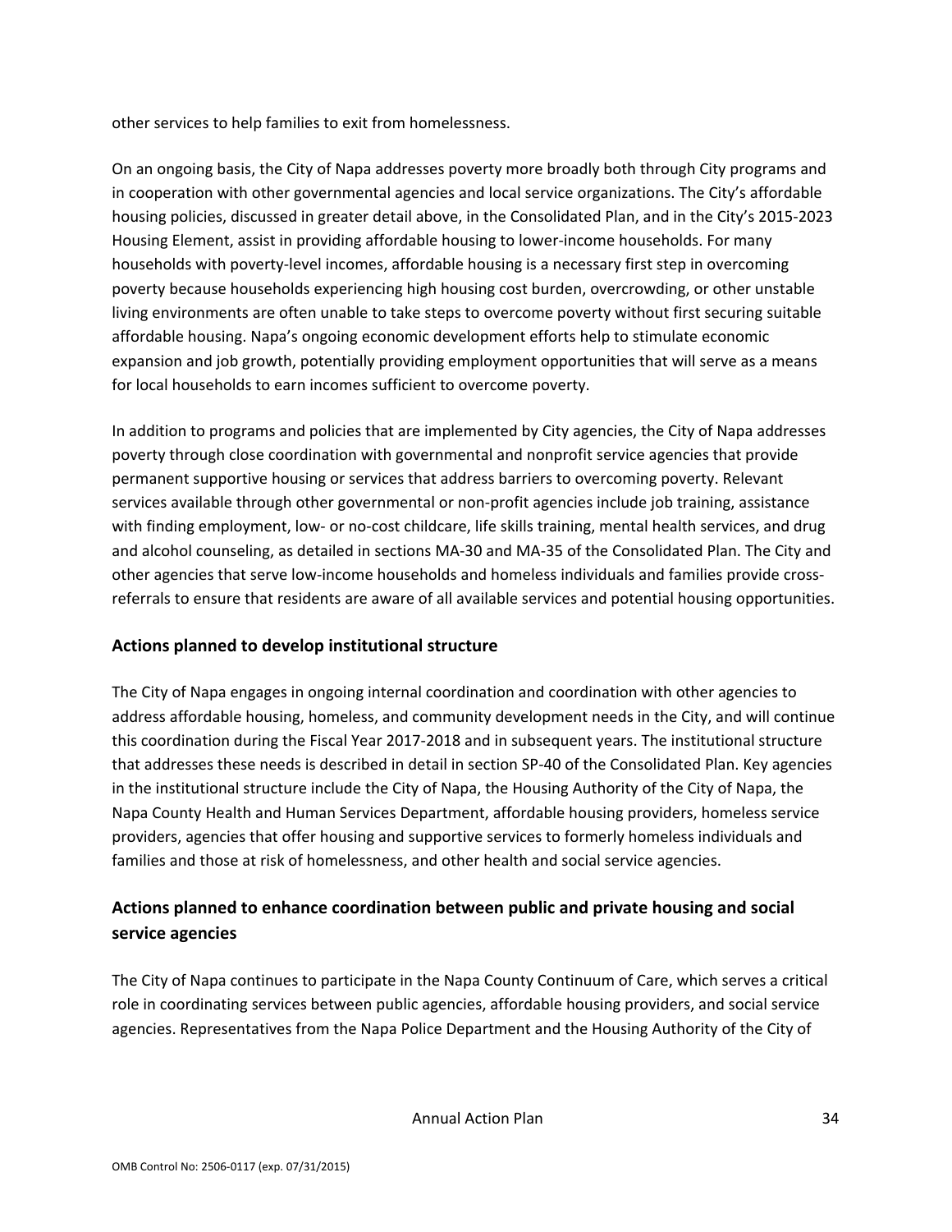other services to help families to exit from homelessness.

On an ongoing basis, the City of Napa addresses poverty more broadly both through City programs and in cooperation with other governmental agencies and local service organizations. The City's affordable housing policies, discussed in greater detail above, in the Consolidated Plan, and in the City's 2015-2023 Housing Element, assist in providing affordable housing to lower-income households. For many households with poverty-level incomes, affordable housing is a necessary first step in overcoming poverty because households experiencing high housing cost burden, overcrowding, or other unstable living environments are often unable to take steps to overcome poverty without first securing suitable affordable housing. Napa's ongoing economic development efforts help to stimulate economic expansion and job growth, potentially providing employment opportunities that will serve as a means for local households to earn incomes sufficient to overcome poverty.

In addition to programs and policies that are implemented by City agencies, the City of Napa addresses poverty through close coordination with governmental and nonprofit service agencies that provide permanent supportive housing or services that address barriers to overcoming poverty. Relevant services available through other governmental or non-profit agencies include job training, assistance with finding employment, low- or no-cost childcare, life skills training, mental health services, and drug and alcohol counseling, as detailed in sections MA-30 and MA-35 of the Consolidated Plan. The City and other agencies that serve low-income households and homeless individuals and families provide cross-referrals to ensure that residents are aware of all available services and potential housing opportunities.

## Actions planned to develop institutional structure

The City of Napa engages in ongoing internal coordination and coordination with other agencies to address affordable housing, homeless, and community development needs in the City, and will continue this coordination during the Fiscal Year 2017-2018 and in subsequent years. The institutional structure that addresses these needs is described in detail in section SP-40 of the Consolidated Plan. Key agencies in the institutional structure include the City of Napa, the Housing Authority of the City of Napa, the Napa County Health and Human Services Department, affordable housing providers, homeless service providers, agencies that offer housing and supportive services to formerly homeless individuals and families and those at risk of homelessness, and other health and social service agencies.

## Actions planned to enhance coordination between public and private housing and social service agencies

The City of Napa continues to participate in the Napa County Continuum of Care, which serves a critical role in coordinating services between public agencies, affordable housing providers, and social service agencies. Representatives from the Napa Police Department and the Housing Authority of the City of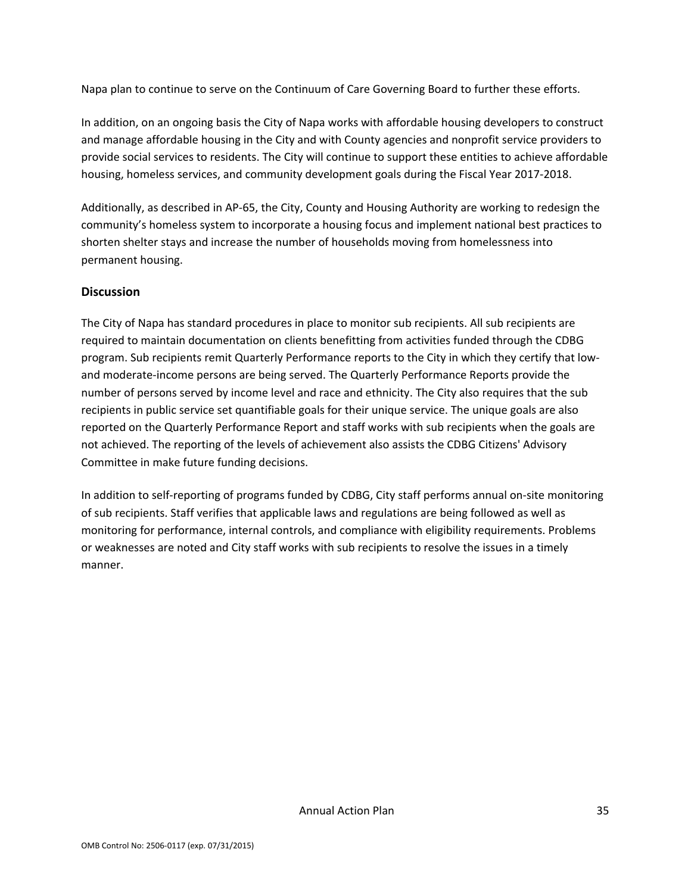Napa plan to continue to serve on the Continuum of Care Governing Board to further these efforts.

In addition, on an ongoing basis the City of Napa works with affordable housing developers to construct and manage affordable housing in the City and with County agencies and nonprofit service providers to provide social services to residents. The City will continue to support these entities to achieve affordable housing, homeless services, and community development goals during the Fiscal Year 2017-2018.

Additionally, as described in AP-65, the City, County and Housing Authority are working to redesign the community's homeless system to incorporate a housing focus and implement national best practices to shorten shelter stays and increase the number of households moving from homelessness into permanent housing.

## Discussion

The City of Napa has standard procedures in place to monitor sub recipients. All sub recipients are required to maintain documentation on clients benefitting from activities funded through the CDBG program. Sub recipients remit Quarterly Performance reports to the City in which they certify that low- and moderate-income persons are being served. The Quarterly Performance Reports provide the number of persons served by income level and race and ethnicity. The City also requires that the sub recipients in public service set quantifiable goals for their unique service. The unique goals are also reported on the Quarterly Performance Report and staff works with sub recipients when the goals are not achieved. The reporting of the levels of achievement also assists the CDBG Citizens' Advisory Committee in make future funding decisions.

In addition to self-reporting of programs funded by CDBG, City staff performs annual on-site monitoring of sub recipients. Staff verifies that applicable laws and regulations are being followed as well as monitoring for performance, internal controls, and compliance with eligibility requirements. Problems or weaknesses are noted and City staff works with sub recipients to resolve the issues in a timely manner.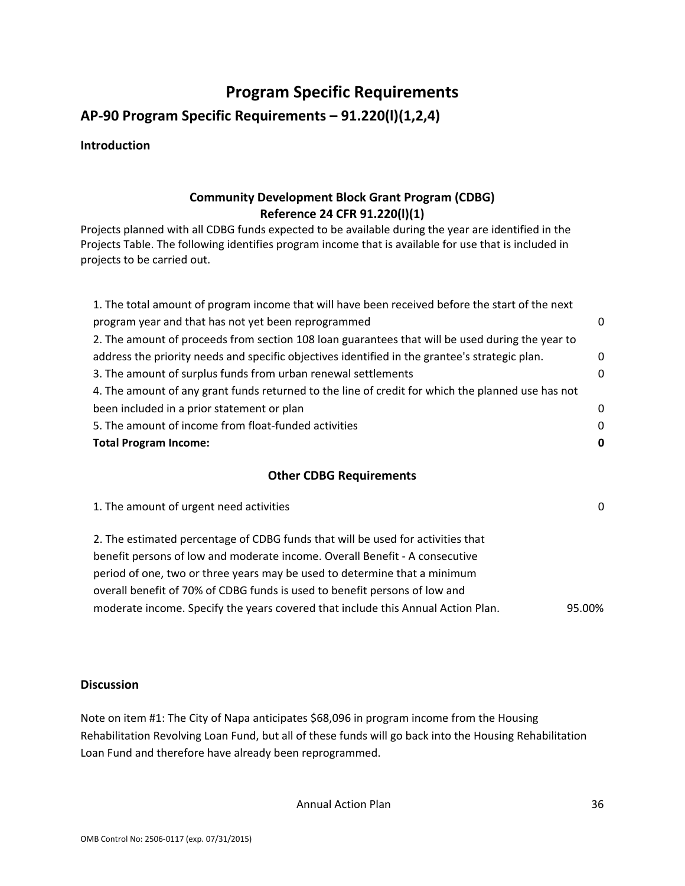# Program Specific Requirements

## AP-90 Program Specific Requirements – 91.220(l)(1,2,4)

**Introduction**

### Community Development Block Grant Program (CDBG)
### Reference 24 CFR 91.220(l)(1)

Projects planned with all CDBG funds expected to be available during the year are identified in the Projects Table. The following identifies program income that is available for use that is included in projects to be carried out.

| | |
|---|---|
| 1. The total amount of program income that will have been received before the start of the next program year and that has not yet been reprogrammed | 0 |
| 2. The amount of proceeds from section 108 loan guarantees that will be used during the year to address the priority needs and specific objectives identified in the grantee's strategic plan. | 0 |
| 3. The amount of surplus funds from urban renewal settlements | 0 |
| 4. The amount of any grant funds returned to the line of credit for which the planned use has not been included in a prior statement or plan | 0 |
| 5. The amount of income from float-funded activities | 0 |
| **Total Program Income:** | **0** |

### Other CDBG Requirements

| | |
|---|---|
| 1. The amount of urgent need activities | 0 |
| 2. The estimated percentage of CDBG funds that will be used for activities that benefit persons of low and moderate income. Overall Benefit - A consecutive period of one, two or three years may be used to determine that a minimum overall benefit of 70% of CDBG funds is used to benefit persons of low and moderate income. Specify the years covered that include this Annual Action Plan. | 95.00% |

**Discussion**

Note on item #1: The City of Napa anticipates $68,096 in program income from the Housing Rehabilitation Revolving Loan Fund, but all of these funds will go back into the Housing Rehabilitation Loan Fund and therefore have already been reprogrammed.